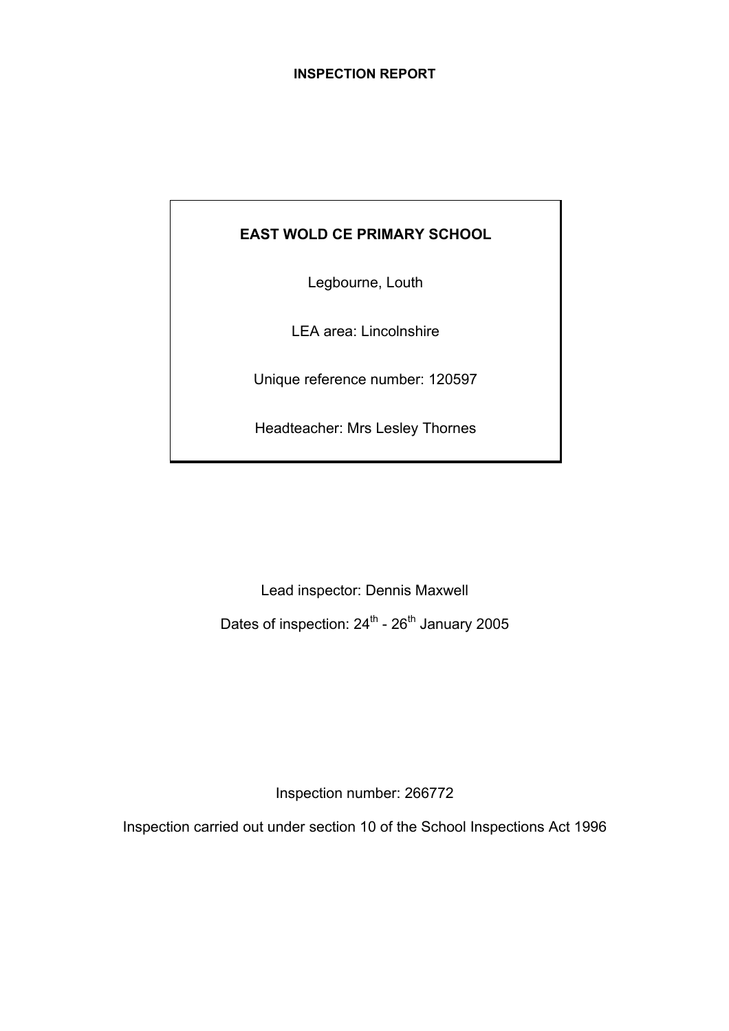**INSPECTION REPORT**

**EAST WOLD CE PRIMARY SCHOOL**

Legbourne, Louth

LEA area: Lincolnshire

Unique reference number: 120597

Headteacher: Mrs Lesley Thornes

Lead inspector: Dennis Maxwell

Dates of inspection: 24th - 26th January 2005

Inspection number: 266772

Inspection carried out under section 10 of the School Inspections Act 1996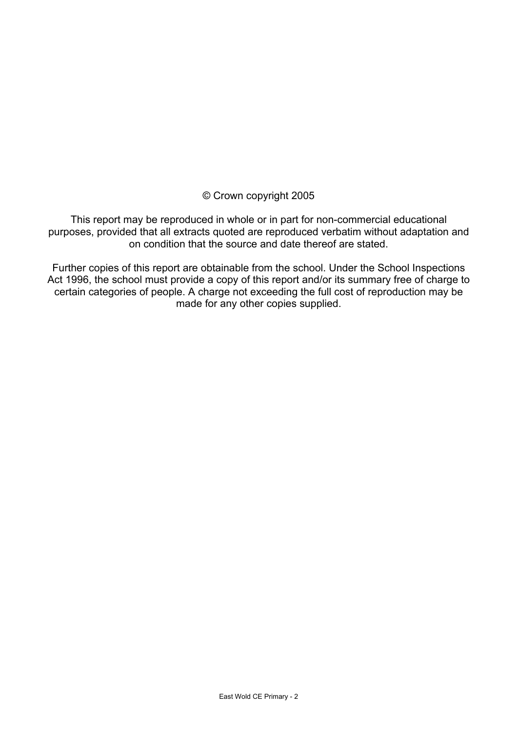© Crown copyright 2005

This report may be reproduced in whole or in part for non-commercial educational purposes, provided that all extracts quoted are reproduced verbatim without adaptation and on condition that the source and date thereof are stated.

Further copies of this report are obtainable from the school. Under the School Inspections Act 1996, the school must provide a copy of this report and/or its summary free of charge to certain categories of people. A charge not exceeding the full cost of reproduction may be made for any other copies supplied.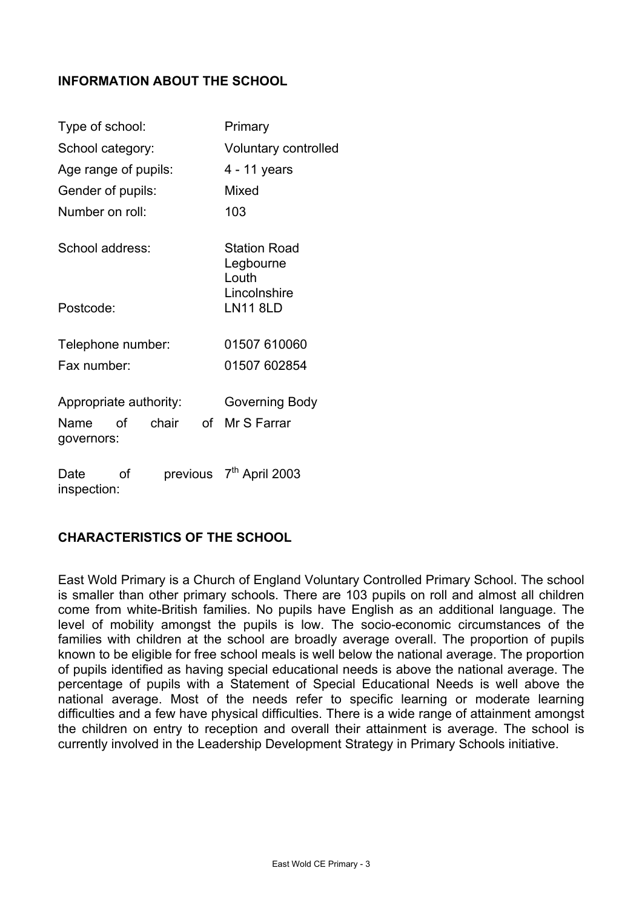## INFORMATION ABOUT THE SCHOOL

| | |
|---|---|
| Type of school: | Primary |
| School category: | Voluntary controlled |
| Age range of pupils: | 4 - 11 years |
| Gender of pupils: | Mixed |
| Number on roll: | 103 |
| School address: | Station Road<br>Legbourne<br>Louth<br>Lincolnshire |
| Postcode: | LN11 8LD |
| Telephone number: | 01507 610060 |
| Fax number: | 01507 602854 |
| Appropriate authority: | Governing Body |
| Name of chair of governors: | Mr S Farrar |
| Date of previous inspection: | 7th April 2003 |

## CHARACTERISTICS OF THE SCHOOL

East Wold Primary is a Church of England Voluntary Controlled Primary School. The school is smaller than other primary schools. There are 103 pupils on roll and almost all children come from white-British families. No pupils have English as an additional language. The level of mobility amongst the pupils is low. The socio-economic circumstances of the families with children at the school are broadly average overall. The proportion of pupils known to be eligible for free school meals is well below the national average. The proportion of pupils identified as having special educational needs is above the national average. The percentage of pupils with a Statement of Special Educational Needs is well above the national average. Most of the needs refer to specific learning or moderate learning difficulties and a few have physical difficulties. There is a wide range of attainment amongst the children on entry to reception and overall their attainment is average. The school is currently involved in the Leadership Development Strategy in Primary Schools initiative.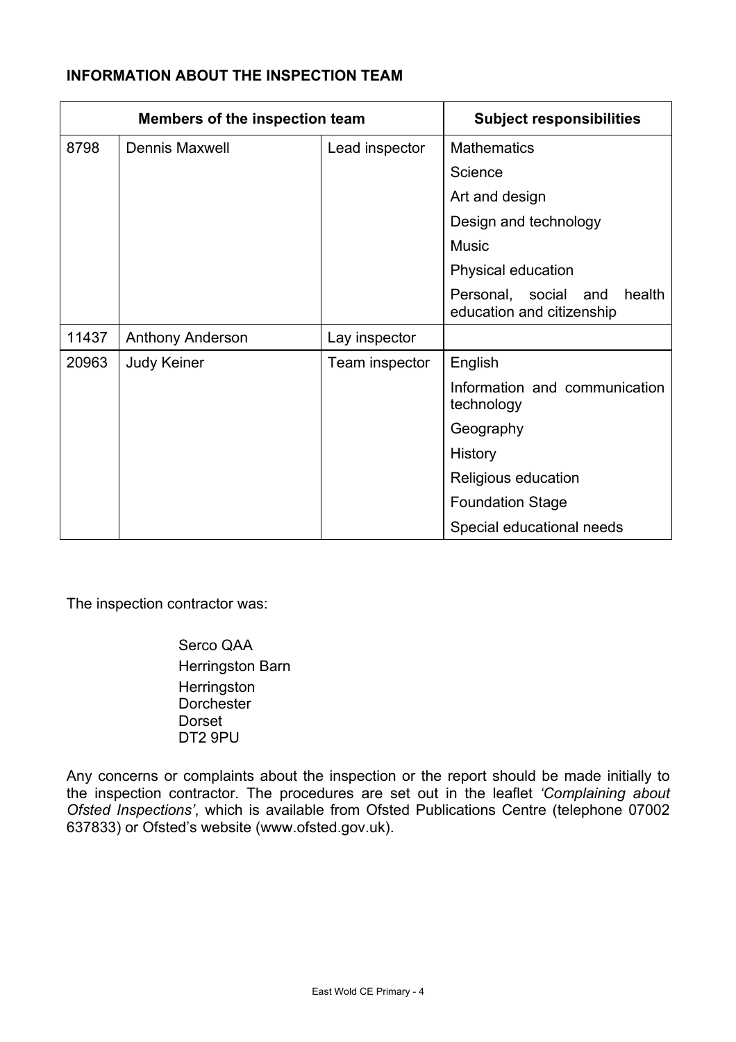**INFORMATION ABOUT THE INSPECTION TEAM**

| Members of the inspection team | | | Subject responsibilities |
|---|---|---|---|
| 8798 | Dennis Maxwell | Lead inspector | Mathematics |
| | | | Science |
| | | | Art and design |
| | | | Design and technology |
| | | | Music |
| | | | Physical education |
| | | | Personal, social and health education and citizenship |
| 11437 | Anthony Anderson | Lay inspector | |
| 20963 | Judy Keiner | Team inspector | English |
| | | | Information and communication technology |
| | | | Geography |
| | | | History |
| | | | Religious education |
| | | | Foundation Stage |
| | | | Special educational needs |

The inspection contractor was:

Serco QAA
Herringston Barn
Herringston
Dorchester
Dorset
DT2 9PU

Any concerns or complaints about the inspection or the report should be made initially to the inspection contractor. The procedures are set out in the leaflet *'Complaining about Ofsted Inspections'*, which is available from Ofsted Publications Centre (telephone 07002 637833) or Ofsted's website (www.ofsted.gov.uk).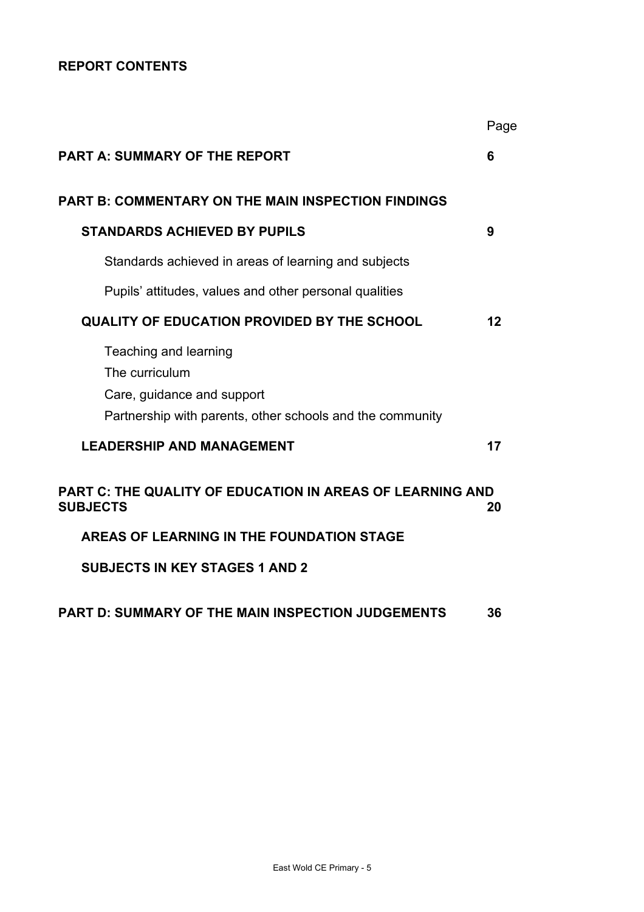**REPORT CONTENTS**

| | Page |
|---|---|
| **PART A: SUMMARY OF THE REPORT** | **6** |
| **PART B: COMMENTARY ON THE MAIN INSPECTION FINDINGS** | |
| **STANDARDS ACHIEVED BY PUPILS** | **9** |
| Standards achieved in areas of learning and subjects | |
| Pupils' attitudes, values and other personal qualities | |
| **QUALITY OF EDUCATION PROVIDED BY THE SCHOOL** | **12** |
| Teaching and learning | |
| The curriculum | |
| Care, guidance and support | |
| Partnership with parents, other schools and the community | |
| **LEADERSHIP AND MANAGEMENT** | **17** |
| **PART C: THE QUALITY OF EDUCATION IN AREAS OF LEARNING AND SUBJECTS** | **20** |
| **AREAS OF LEARNING IN THE FOUNDATION STAGE** | |
| **SUBJECTS IN KEY STAGES 1 AND 2** | |
| **PART D: SUMMARY OF THE MAIN INSPECTION JUDGEMENTS** | **36** |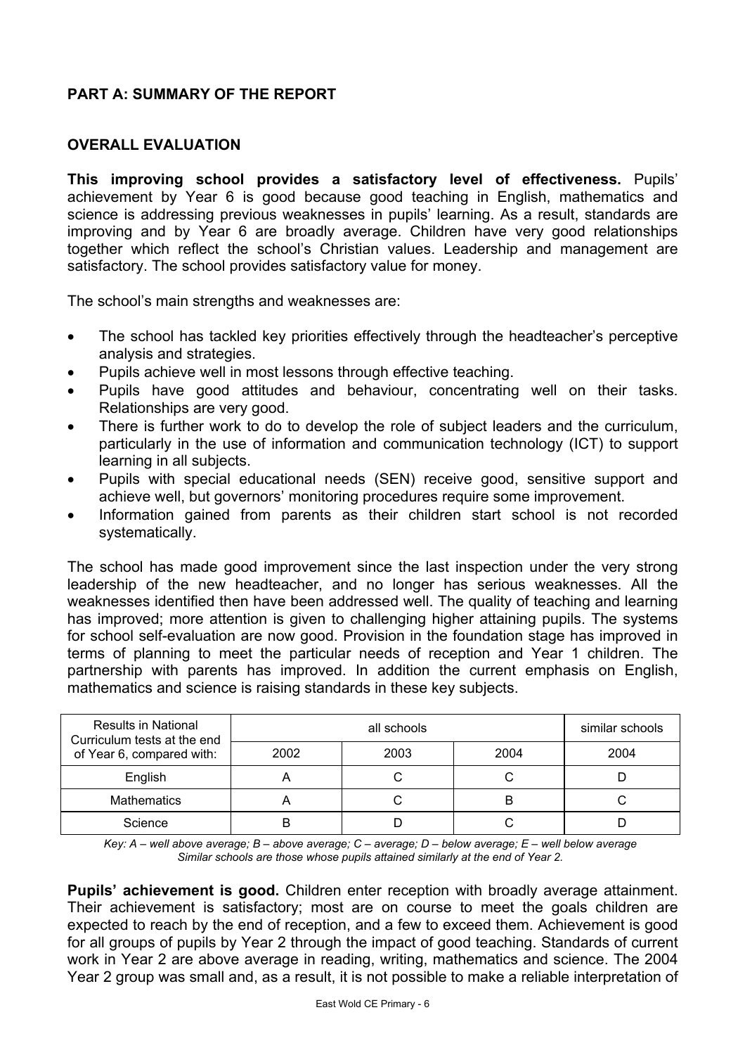## PART A: SUMMARY OF THE REPORT

### OVERALL EVALUATION

**This improving school provides a satisfactory level of effectiveness.** Pupils' achievement by Year 6 is good because good teaching in English, mathematics and science is addressing previous weaknesses in pupils' learning. As a result, standards are improving and by Year 6 are broadly average. Children have very good relationships together which reflect the school's Christian values. Leadership and management are satisfactory. The school provides satisfactory value for money.

The school's main strengths and weaknesses are:

- The school has tackled key priorities effectively through the headteacher's perceptive analysis and strategies.
- Pupils achieve well in most lessons through effective teaching.
- Pupils have good attitudes and behaviour, concentrating well on their tasks. Relationships are very good.
- There is further work to do to develop the role of subject leaders and the curriculum, particularly in the use of information and communication technology (ICT) to support learning in all subjects.
- Pupils with special educational needs (SEN) receive good, sensitive support and achieve well, but governors' monitoring procedures require some improvement.
- Information gained from parents as their children start school is not recorded systematically.

The school has made good improvement since the last inspection under the very strong leadership of the new headteacher, and no longer has serious weaknesses. All the weaknesses identified then have been addressed well. The quality of teaching and learning has improved; more attention is given to challenging higher attaining pupils. The systems for school self-evaluation are now good. Provision in the foundation stage has improved in terms of planning to meet the particular needs of reception and Year 1 children. The partnership with parents has improved. In addition the current emphasis on English, mathematics and science is raising standards in these key subjects.

| Results in National Curriculum tests at the end of Year 6, compared with: | all schools | | | similar schools |
|---|---|---|---|---|
| | 2002 | 2003 | 2004 | 2004 |
| English | A | C | C | D |
| Mathematics | A | C | B | C |
| Science | B | D | C | D |

*Key: A – well above average; B – above average; C – average; D – below average; E – well below average*
*Similar schools are those whose pupils attained similarly at the end of Year 2.*

**Pupils' achievement is good.** Children enter reception with broadly average attainment. Their achievement is satisfactory; most are on course to meet the goals children are expected to reach by the end of reception, and a few to exceed them. Achievement is good for all groups of pupils by Year 2 through the impact of good teaching. Standards of current work in Year 2 are above average in reading, writing, mathematics and science. The 2004 Year 2 group was small and, as a result, it is not possible to make a reliable interpretation of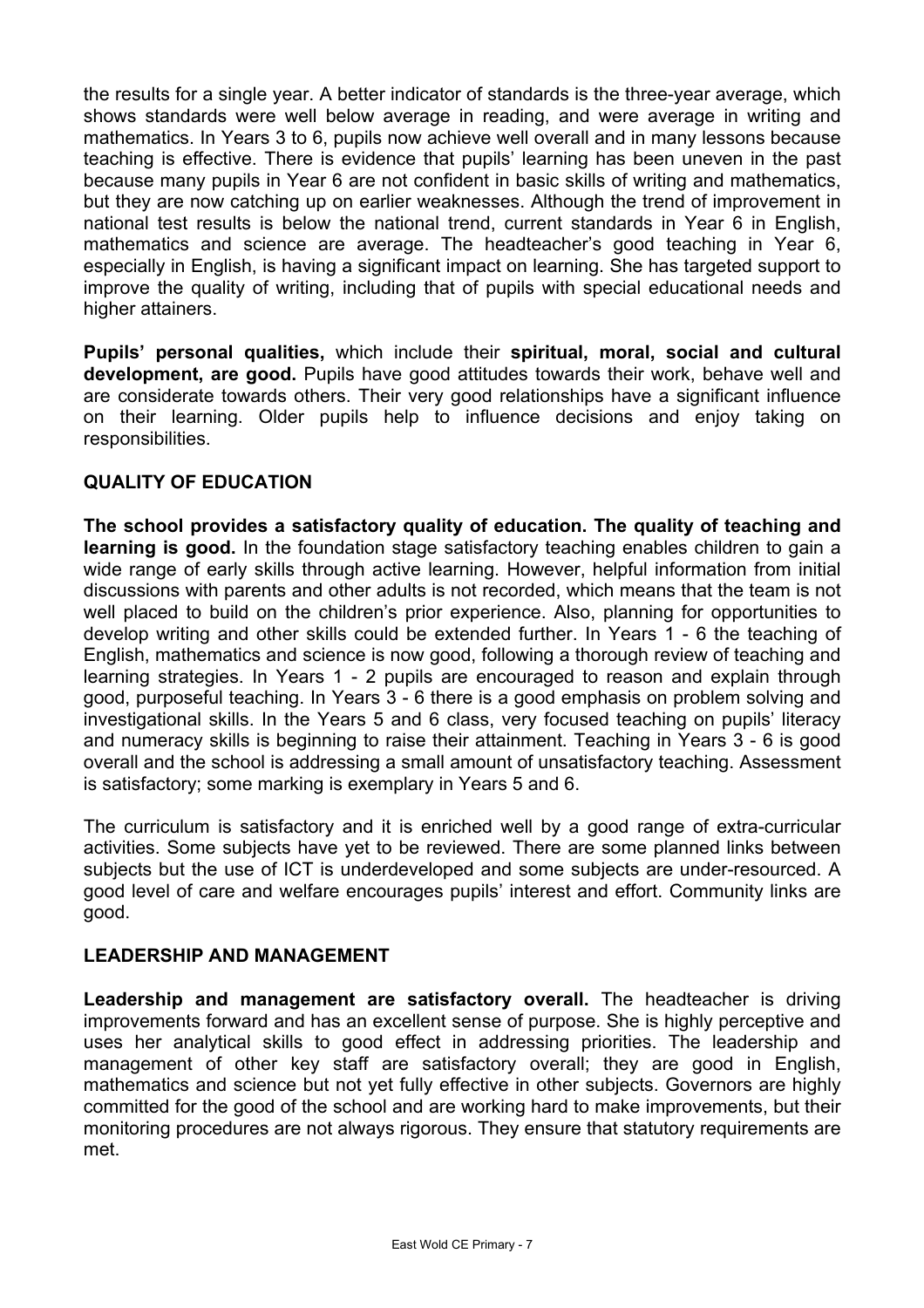the results for a single year. A better indicator of standards is the three-year average, which shows standards were well below average in reading, and were average in writing and mathematics. In Years 3 to 6, pupils now achieve well overall and in many lessons because teaching is effective. There is evidence that pupils' learning has been uneven in the past because many pupils in Year 6 are not confident in basic skills of writing and mathematics, but they are now catching up on earlier weaknesses. Although the trend of improvement in national test results is below the national trend, current standards in Year 6 in English, mathematics and science are average. The headteacher's good teaching in Year 6, especially in English, is having a significant impact on learning. She has targeted support to improve the quality of writing, including that of pupils with special educational needs and higher attainers.

**Pupils' personal qualities,** which include their **spiritual, moral, social and cultural development, are good.** Pupils have good attitudes towards their work, behave well and are considerate towards others. Their very good relationships have a significant influence on their learning. Older pupils help to influence decisions and enjoy taking on responsibilities.

## QUALITY OF EDUCATION

**The school provides a satisfactory quality of education. The quality of teaching and learning is good.** In the foundation stage satisfactory teaching enables children to gain a wide range of early skills through active learning. However, helpful information from initial discussions with parents and other adults is not recorded, which means that the team is not well placed to build on the children's prior experience. Also, planning for opportunities to develop writing and other skills could be extended further. In Years 1 - 6 the teaching of English, mathematics and science is now good, following a thorough review of teaching and learning strategies. In Years 1 - 2 pupils are encouraged to reason and explain through good, purposeful teaching. In Years 3 - 6 there is a good emphasis on problem solving and investigational skills. In the Years 5 and 6 class, very focused teaching on pupils' literacy and numeracy skills is beginning to raise their attainment. Teaching in Years 3 - 6 is good overall and the school is addressing a small amount of unsatisfactory teaching. Assessment is satisfactory; some marking is exemplary in Years 5 and 6.

The curriculum is satisfactory and it is enriched well by a good range of extra-curricular activities. Some subjects have yet to be reviewed. There are some planned links between subjects but the use of ICT is underdeveloped and some subjects are under-resourced. A good level of care and welfare encourages pupils' interest and effort. Community links are good.

## LEADERSHIP AND MANAGEMENT

**Leadership and management are satisfactory overall.** The headteacher is driving improvements forward and has an excellent sense of purpose. She is highly perceptive and uses her analytical skills to good effect in addressing priorities. The leadership and management of other key staff are satisfactory overall; they are good in English, mathematics and science but not yet fully effective in other subjects. Governors are highly committed for the good of the school and are working hard to make improvements, but their monitoring procedures are not always rigorous. They ensure that statutory requirements are met.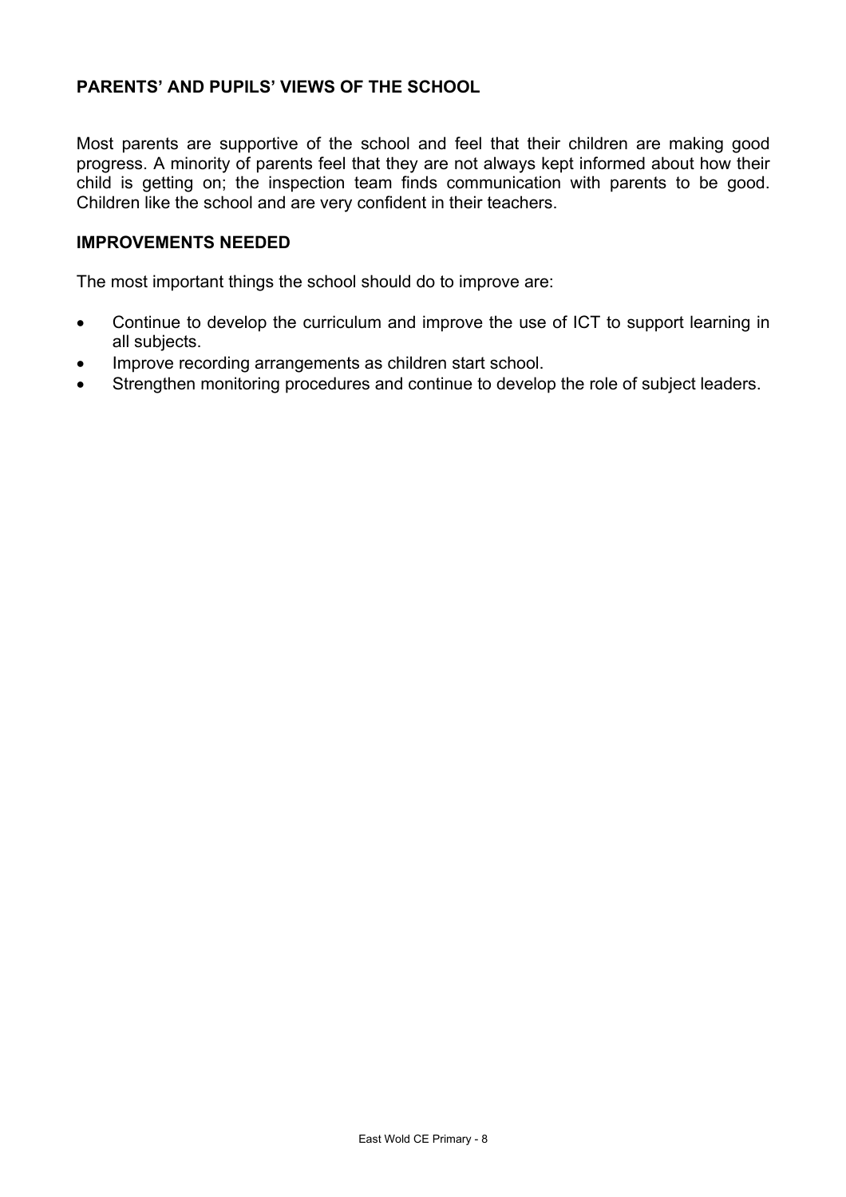## PARENTS' AND PUPILS' VIEWS OF THE SCHOOL

Most parents are supportive of the school and feel that their children are making good progress. A minority of parents feel that they are not always kept informed about how their child is getting on; the inspection team finds communication with parents to be good. Children like the school and are very confident in their teachers.

## IMPROVEMENTS NEEDED

The most important things the school should do to improve are:

- Continue to develop the curriculum and improve the use of ICT to support learning in all subjects.
- Improve recording arrangements as children start school.
- Strengthen monitoring procedures and continue to develop the role of subject leaders.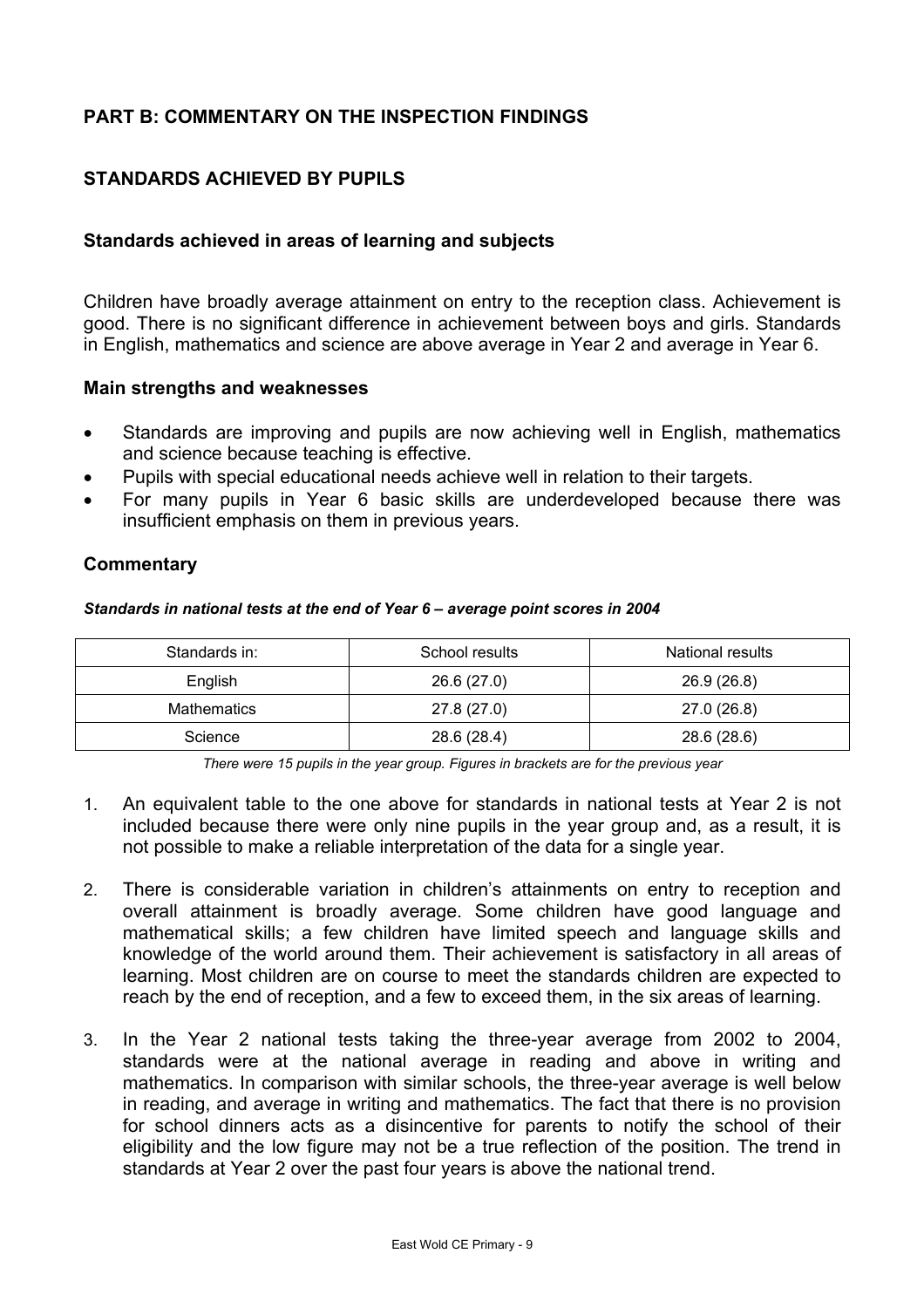## PART B: COMMENTARY ON THE INSPECTION FINDINGS

## STANDARDS ACHIEVED BY PUPILS

### Standards achieved in areas of learning and subjects

Children have broadly average attainment on entry to the reception class. Achievement is good. There is no significant difference in achievement between boys and girls. Standards in English, mathematics and science are above average in Year 2 and average in Year 6.

### Main strengths and weaknesses

- Standards are improving and pupils are now achieving well in English, mathematics and science because teaching is effective.
- Pupils with special educational needs achieve well in relation to their targets.
- For many pupils in Year 6 basic skills are underdeveloped because there was insufficient emphasis on them in previous years.

### Commentary

***Standards in national tests at the end of Year 6 – average point scores in 2004***

| Standards in: | School results | National results |
|---|---|---|
| English | 26.6 (27.0) | 26.9 (26.8) |
| Mathematics | 27.8 (27.0) | 27.0 (26.8) |
| Science | 28.6 (28.4) | 28.6 (28.6) |

*There were 15 pupils in the year group. Figures in brackets are for the previous year*

1. An equivalent table to the one above for standards in national tests at Year 2 is not included because there were only nine pupils in the year group and, as a result, it is not possible to make a reliable interpretation of the data for a single year.

2. There is considerable variation in children's attainments on entry to reception and overall attainment is broadly average. Some children have good language and mathematical skills; a few children have limited speech and language skills and knowledge of the world around them. Their achievement is satisfactory in all areas of learning. Most children are on course to meet the standards children are expected to reach by the end of reception, and a few to exceed them, in the six areas of learning.

3. In the Year 2 national tests taking the three-year average from 2002 to 2004, standards were at the national average in reading and above in writing and mathematics. In comparison with similar schools, the three-year average is well below in reading, and average in writing and mathematics. The fact that there is no provision for school dinners acts as a disincentive for parents to notify the school of their eligibility and the low figure may not be a true reflection of the position. The trend in standards at Year 2 over the past four years is above the national trend.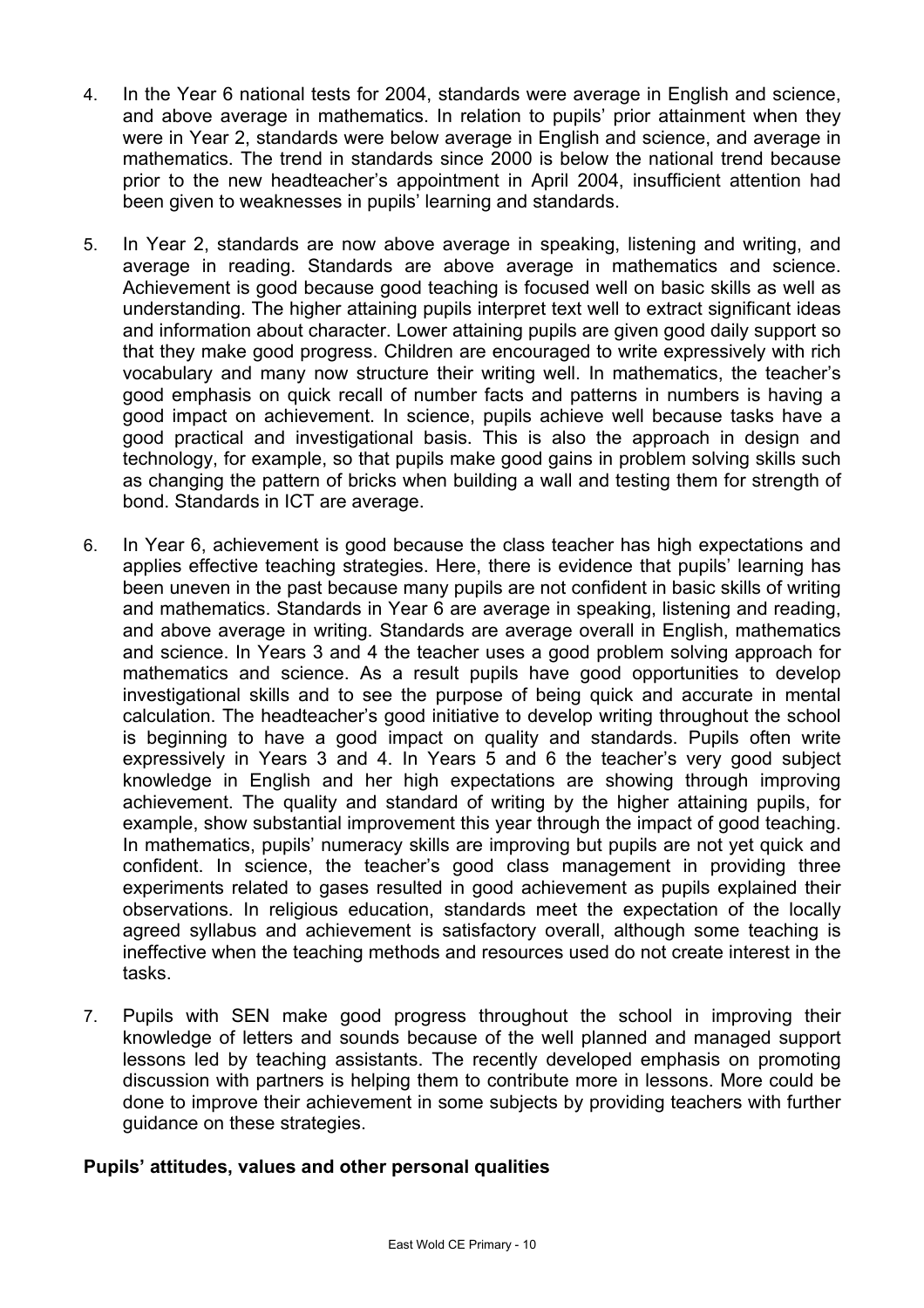4. In the Year 6 national tests for 2004, standards were average in English and science, and above average in mathematics. In relation to pupils' prior attainment when they were in Year 2, standards were below average in English and science, and average in mathematics. The trend in standards since 2000 is below the national trend because prior to the new headteacher's appointment in April 2004, insufficient attention had been given to weaknesses in pupils' learning and standards.

5. In Year 2, standards are now above average in speaking, listening and writing, and average in reading. Standards are above average in mathematics and science. Achievement is good because good teaching is focused well on basic skills as well as understanding. The higher attaining pupils interpret text well to extract significant ideas and information about character. Lower attaining pupils are given good daily support so that they make good progress. Children are encouraged to write expressively with rich vocabulary and many now structure their writing well. In mathematics, the teacher's good emphasis on quick recall of number facts and patterns in numbers is having a good impact on achievement. In science, pupils achieve well because tasks have a good practical and investigational basis. This is also the approach in design and technology, for example, so that pupils make good gains in problem solving skills such as changing the pattern of bricks when building a wall and testing them for strength of bond. Standards in ICT are average.

6. In Year 6, achievement is good because the class teacher has high expectations and applies effective teaching strategies. Here, there is evidence that pupils' learning has been uneven in the past because many pupils are not confident in basic skills of writing and mathematics. Standards in Year 6 are average in speaking, listening and reading, and above average in writing. Standards are average overall in English, mathematics and science. In Years 3 and 4 the teacher uses a good problem solving approach for mathematics and science. As a result pupils have good opportunities to develop investigational skills and to see the purpose of being quick and accurate in mental calculation. The headteacher's good initiative to develop writing throughout the school is beginning to have a good impact on quality and standards. Pupils often write expressively in Years 3 and 4. In Years 5 and 6 the teacher's very good subject knowledge in English and her high expectations are showing through improving achievement. The quality and standard of writing by the higher attaining pupils, for example, show substantial improvement this year through the impact of good teaching. In mathematics, pupils' numeracy skills are improving but pupils are not yet quick and confident. In science, the teacher's good class management in providing three experiments related to gases resulted in good achievement as pupils explained their observations. In religious education, standards meet the expectation of the locally agreed syllabus and achievement is satisfactory overall, although some teaching is ineffective when the teaching methods and resources used do not create interest in the tasks.

7. Pupils with SEN make good progress throughout the school in improving their knowledge of letters and sounds because of the well planned and managed support lessons led by teaching assistants. The recently developed emphasis on promoting discussion with partners is helping them to contribute more in lessons. More could be done to improve their achievement in some subjects by providing teachers with further guidance on these strategies.

**Pupils' attitudes, values and other personal qualities**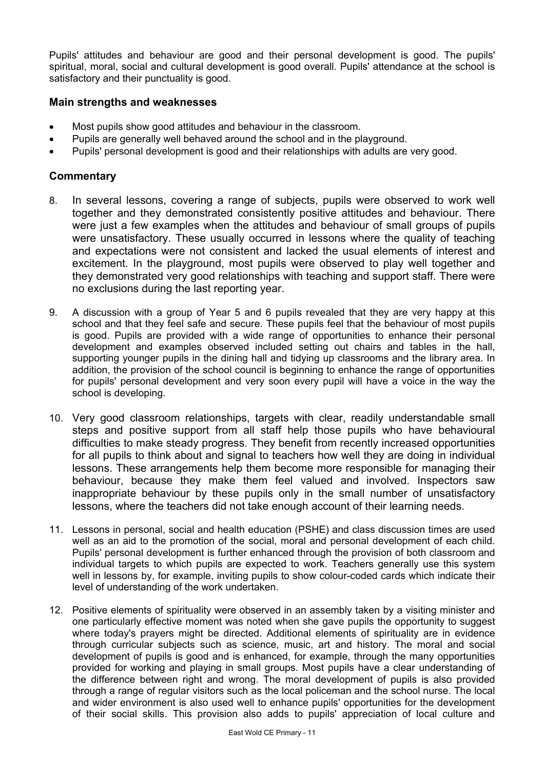Pupils' attitudes and behaviour are good and their personal development is good. The pupils' spiritual, moral, social and cultural development is good overall. Pupils' attendance at the school is satisfactory and their punctuality is good.

### Main strengths and weaknesses

- Most pupils show good attitudes and behaviour in the classroom.
- Pupils are generally well behaved around the school and in the playground.
- Pupils' personal development is good and their relationships with adults are very good.

### Commentary

8. In several lessons, covering a range of subjects, pupils were observed to work well together and they demonstrated consistently positive attitudes and behaviour. There were just a few examples when the attitudes and behaviour of small groups of pupils were unsatisfactory. These usually occurred in lessons where the quality of teaching and expectations were not consistent and lacked the usual elements of interest and excitement. In the playground, most pupils were observed to play well together and they demonstrated very good relationships with teaching and support staff. There were no exclusions during the last reporting year.

9. A discussion with a group of Year 5 and 6 pupils revealed that they are very happy at this school and that they feel safe and secure. These pupils feel that the behaviour of most pupils is good. Pupils are provided with a wide range of opportunities to enhance their personal development and examples observed included setting out chairs and tables in the hall, supporting younger pupils in the dining hall and tidying up classrooms and the library area. In addition, the provision of the school council is beginning to enhance the range of opportunities for pupils' personal development and very soon every pupil will have a voice in the way the school is developing.

10. Very good classroom relationships, targets with clear, readily understandable small steps and positive support from all staff help those pupils who have behavioural difficulties to make steady progress. They benefit from recently increased opportunities for all pupils to think about and signal to teachers how well they are doing in individual lessons. These arrangements help them become more responsible for managing their behaviour, because they make them feel valued and involved. Inspectors saw inappropriate behaviour by these pupils only in the small number of unsatisfactory lessons, where the teachers did not take enough account of their learning needs.

11. Lessons in personal, social and health education (PSHE) and class discussion times are used well as an aid to the promotion of the social, moral and personal development of each child. Pupils' personal development is further enhanced through the provision of both classroom and individual targets to which pupils are expected to work. Teachers generally use this system well in lessons by, for example, inviting pupils to show colour-coded cards which indicate their level of understanding of the work undertaken.

12. Positive elements of spirituality were observed in an assembly taken by a visiting minister and one particularly effective moment was noted when she gave pupils the opportunity to suggest where today's prayers might be directed. Additional elements of spirituality are in evidence through curricular subjects such as science, music, art and history. The moral and social development of pupils is good and is enhanced, for example, through the many opportunities provided for working and playing in small groups. Most pupils have a clear understanding of the difference between right and wrong. The moral development of pupils is also provided through a range of regular visitors such as the local policeman and the school nurse. The local and wider environment is also used well to enhance pupils' opportunities for the development of their social skills. This provision also adds to pupils' appreciation of local culture and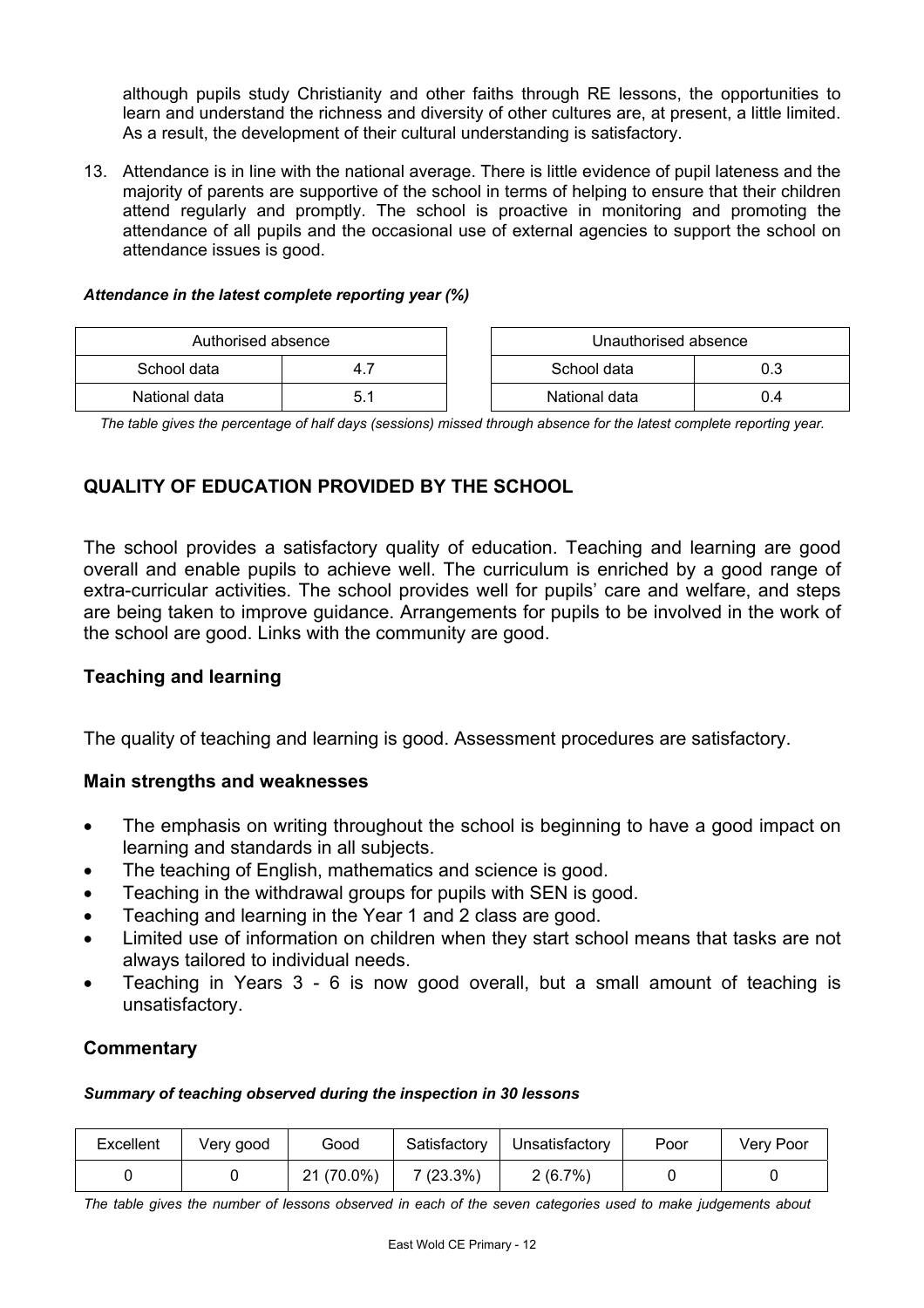although pupils study Christianity and other faiths through RE lessons, the opportunities to learn and understand the richness and diversity of other cultures are, at present, a little limited. As a result, the development of their cultural understanding is satisfactory.

13. Attendance is in line with the national average. There is little evidence of pupil lateness and the majority of parents are supportive of the school in terms of helping to ensure that their children attend regularly and promptly. The school is proactive in monitoring and promoting the attendance of all pupils and the occasional use of external agencies to support the school on attendance issues is good.

***Attendance in the latest complete reporting year (%)***

| Authorised absence | |
|---|---|
| School data | 4.7 |
| National data | 5.1 |

| Unauthorised absence | |
|---|---|
| School data | 0.3 |
| National data | 0.4 |

*The table gives the percentage of half days (sessions) missed through absence for the latest complete reporting year.*

## QUALITY OF EDUCATION PROVIDED BY THE SCHOOL

The school provides a satisfactory quality of education. Teaching and learning are good overall and enable pupils to achieve well. The curriculum is enriched by a good range of extra-curricular activities. The school provides well for pupils' care and welfare, and steps are being taken to improve guidance. Arrangements for pupils to be involved in the work of the school are good. Links with the community are good.

### Teaching and learning

The quality of teaching and learning is good. Assessment procedures are satisfactory.

### Main strengths and weaknesses

- The emphasis on writing throughout the school is beginning to have a good impact on learning and standards in all subjects.
- The teaching of English, mathematics and science is good.
- Teaching in the withdrawal groups for pupils with SEN is good.
- Teaching and learning in the Year 1 and 2 class are good.
- Limited use of information on children when they start school means that tasks are not always tailored to individual needs.
- Teaching in Years 3 - 6 is now good overall, but a small amount of teaching is unsatisfactory.

### Commentary

***Summary of teaching observed during the inspection in 30 lessons***

| Excellent | Very good | Good | Satisfactory | Unsatisfactory | Poor | Very Poor |
|---|---|---|---|---|---|---|
| 0 | 0 | 21 (70.0%) | 7 (23.3%) | 2 (6.7%) | 0 | 0 |

*The table gives the number of lessons observed in each of the seven categories used to make judgements about*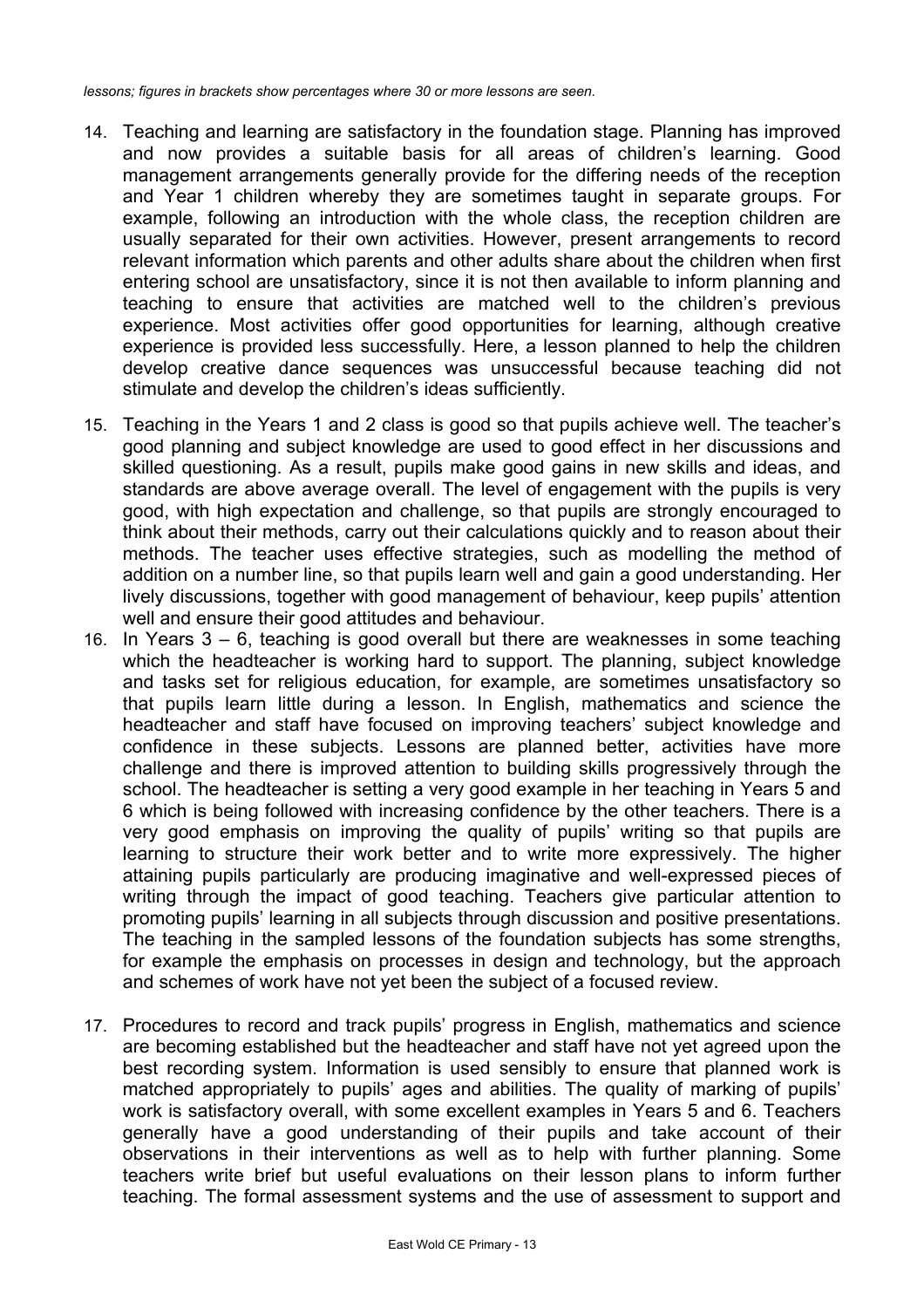*lessons; figures in brackets show percentages where 30 or more lessons are seen.*

14. Teaching and learning are satisfactory in the foundation stage. Planning has improved and now provides a suitable basis for all areas of children's learning. Good management arrangements generally provide for the differing needs of the reception and Year 1 children whereby they are sometimes taught in separate groups. For example, following an introduction with the whole class, the reception children are usually separated for their own activities. However, present arrangements to record relevant information which parents and other adults share about the children when first entering school are unsatisfactory, since it is not then available to inform planning and teaching to ensure that activities are matched well to the children's previous experience. Most activities offer good opportunities for learning, although creative experience is provided less successfully. Here, a lesson planned to help the children develop creative dance sequences was unsuccessful because teaching did not stimulate and develop the children's ideas sufficiently.

15. Teaching in the Years 1 and 2 class is good so that pupils achieve well. The teacher's good planning and subject knowledge are used to good effect in her discussions and skilled questioning. As a result, pupils make good gains in new skills and ideas, and standards are above average overall. The level of engagement with the pupils is very good, with high expectation and challenge, so that pupils are strongly encouraged to think about their methods, carry out their calculations quickly and to reason about their methods. The teacher uses effective strategies, such as modelling the method of addition on a number line, so that pupils learn well and gain a good understanding. Her lively discussions, together with good management of behaviour, keep pupils' attention well and ensure their good attitudes and behaviour.

16. In Years 3 – 6, teaching is good overall but there are weaknesses in some teaching which the headteacher is working hard to support. The planning, subject knowledge and tasks set for religious education, for example, are sometimes unsatisfactory so that pupils learn little during a lesson. In English, mathematics and science the headteacher and staff have focused on improving teachers' subject knowledge and confidence in these subjects. Lessons are planned better, activities have more challenge and there is improved attention to building skills progressively through the school. The headteacher is setting a very good example in her teaching in Years 5 and 6 which is being followed with increasing confidence by the other teachers. There is a very good emphasis on improving the quality of pupils' writing so that pupils are learning to structure their work better and to write more expressively. The higher attaining pupils particularly are producing imaginative and well-expressed pieces of writing through the impact of good teaching. Teachers give particular attention to promoting pupils' learning in all subjects through discussion and positive presentations. The teaching in the sampled lessons of the foundation subjects has some strengths, for example the emphasis on processes in design and technology, but the approach and schemes of work have not yet been the subject of a focused review.

17. Procedures to record and track pupils' progress in English, mathematics and science are becoming established but the headteacher and staff have not yet agreed upon the best recording system. Information is used sensibly to ensure that planned work is matched appropriately to pupils' ages and abilities. The quality of marking of pupils' work is satisfactory overall, with some excellent examples in Years 5 and 6. Teachers generally have a good understanding of their pupils and take account of their observations in their interventions as well as to help with further planning. Some teachers write brief but useful evaluations on their lesson plans to inform further teaching. The formal assessment systems and the use of assessment to support and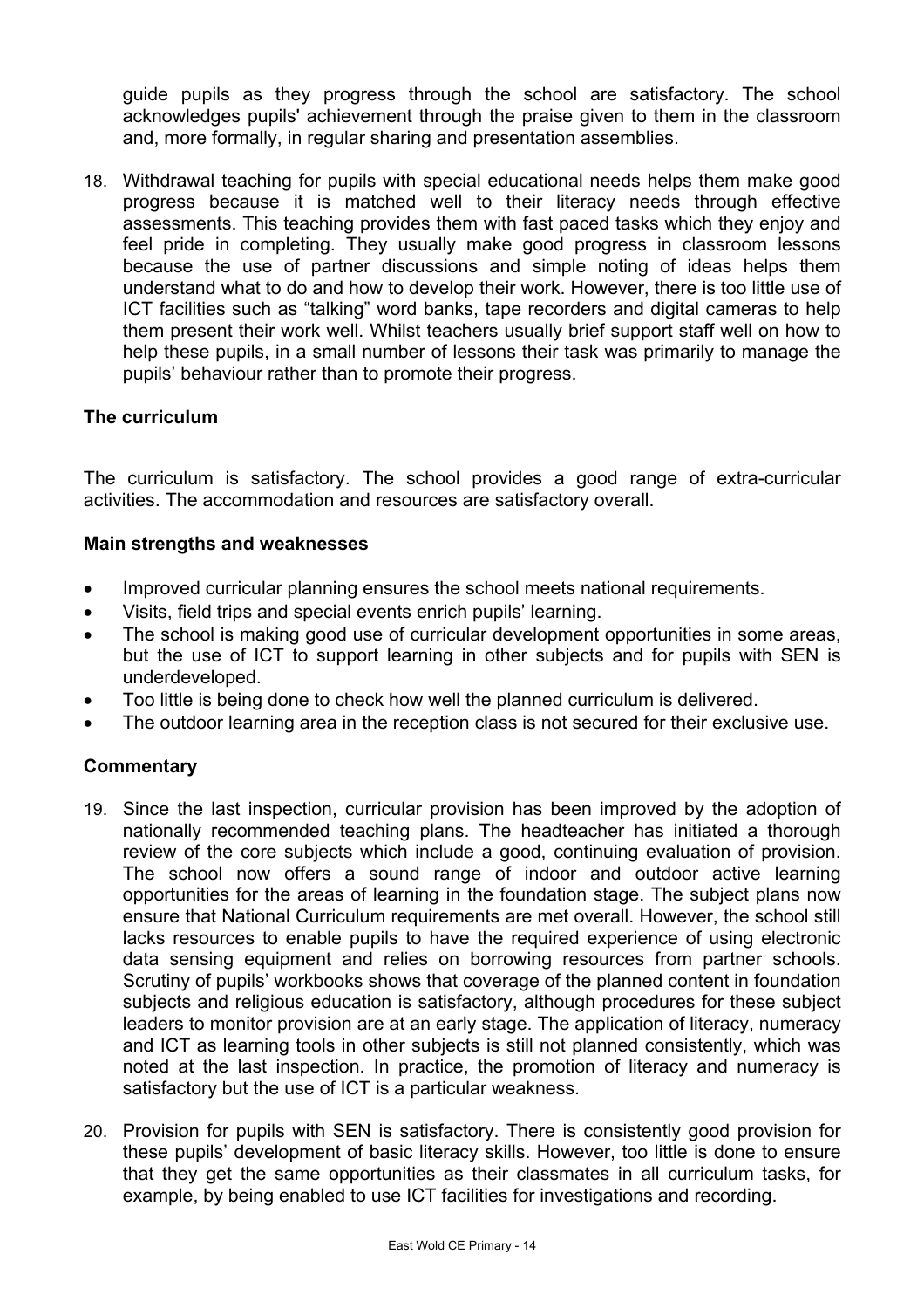guide pupils as they progress through the school are satisfactory. The school acknowledges pupils' achievement through the praise given to them in the classroom and, more formally, in regular sharing and presentation assemblies.

18. Withdrawal teaching for pupils with special educational needs helps them make good progress because it is matched well to their literacy needs through effective assessments. This teaching provides them with fast paced tasks which they enjoy and feel pride in completing. They usually make good progress in classroom lessons because the use of partner discussions and simple noting of ideas helps them understand what to do and how to develop their work. However, there is too little use of ICT facilities such as "talking" word banks, tape recorders and digital cameras to help them present their work well. Whilst teachers usually brief support staff well on how to help these pupils, in a small number of lessons their task was primarily to manage the pupils' behaviour rather than to promote their progress.

### The curriculum

The curriculum is satisfactory. The school provides a good range of extra-curricular activities. The accommodation and resources are satisfactory overall.

#### Main strengths and weaknesses

- Improved curricular planning ensures the school meets national requirements.
- Visits, field trips and special events enrich pupils' learning.
- The school is making good use of curricular development opportunities in some areas, but the use of ICT to support learning in other subjects and for pupils with SEN is underdeveloped.
- Too little is being done to check how well the planned curriculum is delivered.
- The outdoor learning area in the reception class is not secured for their exclusive use.

#### Commentary

19. Since the last inspection, curricular provision has been improved by the adoption of nationally recommended teaching plans. The headteacher has initiated a thorough review of the core subjects which include a good, continuing evaluation of provision. The school now offers a sound range of indoor and outdoor active learning opportunities for the areas of learning in the foundation stage. The subject plans now ensure that National Curriculum requirements are met overall. However, the school still lacks resources to enable pupils to have the required experience of using electronic data sensing equipment and relies on borrowing resources from partner schools. Scrutiny of pupils' workbooks shows that coverage of the planned content in foundation subjects and religious education is satisfactory, although procedures for these subject leaders to monitor provision are at an early stage. The application of literacy, numeracy and ICT as learning tools in other subjects is still not planned consistently, which was noted at the last inspection. In practice, the promotion of literacy and numeracy is satisfactory but the use of ICT is a particular weakness.

20. Provision for pupils with SEN is satisfactory. There is consistently good provision for these pupils' development of basic literacy skills. However, too little is done to ensure that they get the same opportunities as their classmates in all curriculum tasks, for example, by being enabled to use ICT facilities for investigations and recording.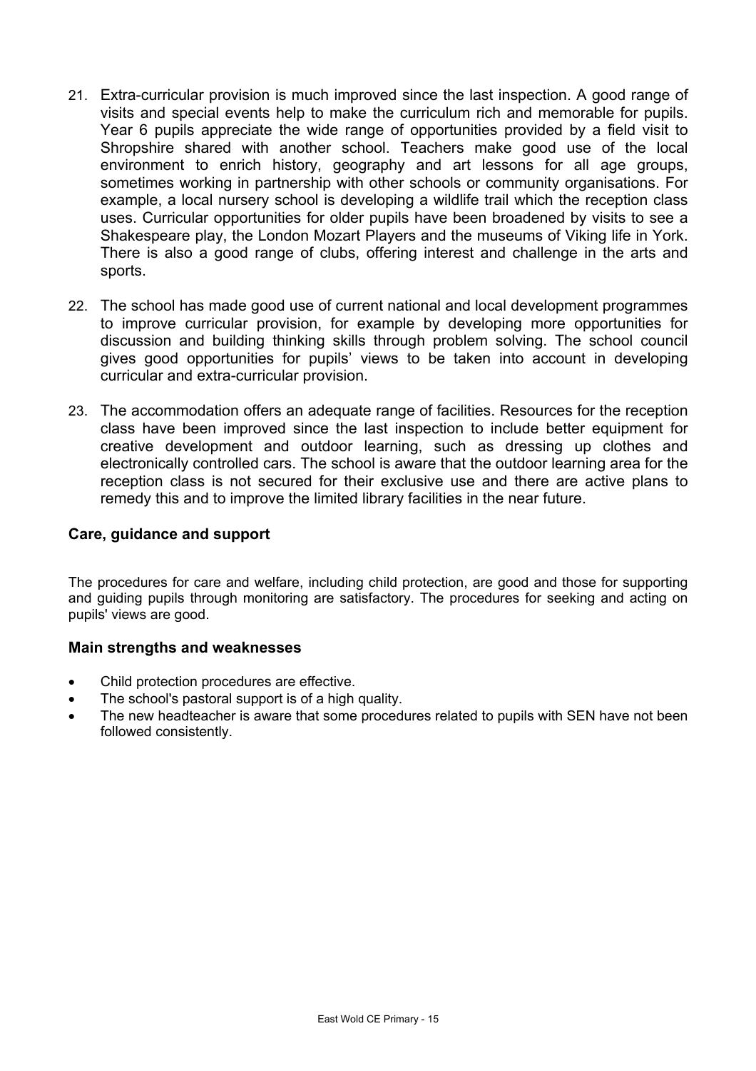21. Extra-curricular provision is much improved since the last inspection. A good range of visits and special events help to make the curriculum rich and memorable for pupils. Year 6 pupils appreciate the wide range of opportunities provided by a field visit to Shropshire shared with another school. Teachers make good use of the local environment to enrich history, geography and art lessons for all age groups, sometimes working in partnership with other schools or community organisations. For example, a local nursery school is developing a wildlife trail which the reception class uses. Curricular opportunities for older pupils have been broadened by visits to see a Shakespeare play, the London Mozart Players and the museums of Viking life in York. There is also a good range of clubs, offering interest and challenge in the arts and sports.

22. The school has made good use of current national and local development programmes to improve curricular provision, for example by developing more opportunities for discussion and building thinking skills through problem solving. The school council gives good opportunities for pupils' views to be taken into account in developing curricular and extra-curricular provision.

23. The accommodation offers an adequate range of facilities. Resources for the reception class have been improved since the last inspection to include better equipment for creative development and outdoor learning, such as dressing up clothes and electronically controlled cars. The school is aware that the outdoor learning area for the reception class is not secured for their exclusive use and there are active plans to remedy this and to improve the limited library facilities in the near future.

### Care, guidance and support

The procedures for care and welfare, including child protection, are good and those for supporting and guiding pupils through monitoring are satisfactory. The procedures for seeking and acting on pupils' views are good.

### Main strengths and weaknesses

- Child protection procedures are effective.
- The school's pastoral support is of a high quality.
- The new headteacher is aware that some procedures related to pupils with SEN have not been followed consistently.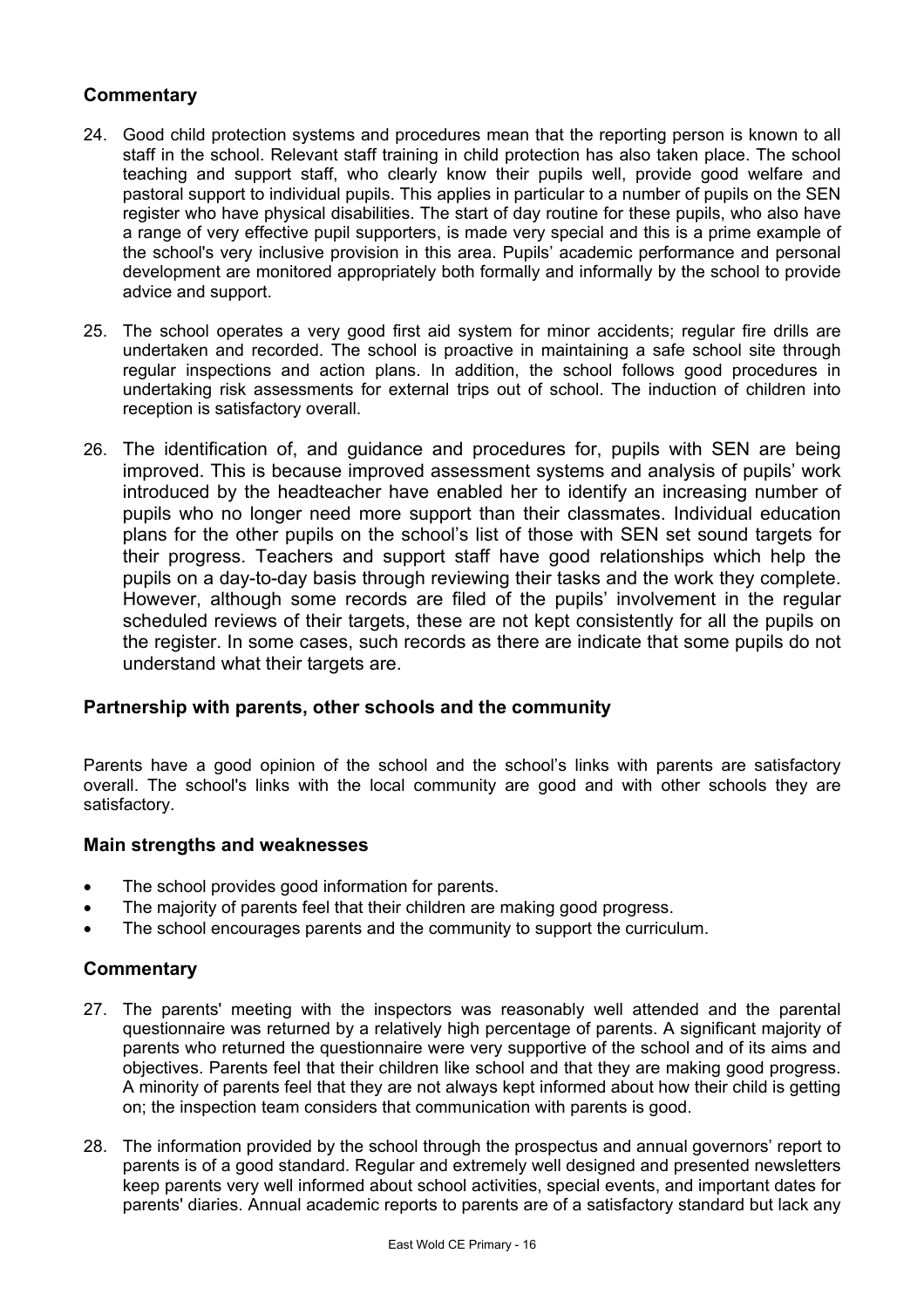## Commentary

24. Good child protection systems and procedures mean that the reporting person is known to all staff in the school. Relevant staff training in child protection has also taken place. The school teaching and support staff, who clearly know their pupils well, provide good welfare and pastoral support to individual pupils. This applies in particular to a number of pupils on the SEN register who have physical disabilities. The start of day routine for these pupils, who also have a range of very effective pupil supporters, is made very special and this is a prime example of the school's very inclusive provision in this area. Pupils' academic performance and personal development are monitored appropriately both formally and informally by the school to provide advice and support.

25. The school operates a very good first aid system for minor accidents; regular fire drills are undertaken and recorded. The school is proactive in maintaining a safe school site through regular inspections and action plans. In addition, the school follows good procedures in undertaking risk assessments for external trips out of school. The induction of children into reception is satisfactory overall.

26. The identification of, and guidance and procedures for, pupils with SEN are being improved. This is because improved assessment systems and analysis of pupils' work introduced by the headteacher have enabled her to identify an increasing number of pupils who no longer need more support than their classmates. Individual education plans for the other pupils on the school's list of those with SEN set sound targets for their progress. Teachers and support staff have good relationships which help the pupils on a day-to-day basis through reviewing their tasks and the work they complete. However, although some records are filed of the pupils' involvement in the regular scheduled reviews of their targets, these are not kept consistently for all the pupils on the register. In some cases, such records as there are indicate that some pupils do not understand what their targets are.

## Partnership with parents, other schools and the community

Parents have a good opinion of the school and the school's links with parents are satisfactory overall. The school's links with the local community are good and with other schools they are satisfactory.

### Main strengths and weaknesses

- The school provides good information for parents.
- The majority of parents feel that their children are making good progress.
- The school encourages parents and the community to support the curriculum.

## Commentary

27. The parents' meeting with the inspectors was reasonably well attended and the parental questionnaire was returned by a relatively high percentage of parents. A significant majority of parents who returned the questionnaire were very supportive of the school and of its aims and objectives. Parents feel that their children like school and that they are making good progress. A minority of parents feel that they are not always kept informed about how their child is getting on; the inspection team considers that communication with parents is good.

28. The information provided by the school through the prospectus and annual governors' report to parents is of a good standard. Regular and extremely well designed and presented newsletters keep parents very well informed about school activities, special events, and important dates for parents' diaries. Annual academic reports to parents are of a satisfactory standard but lack any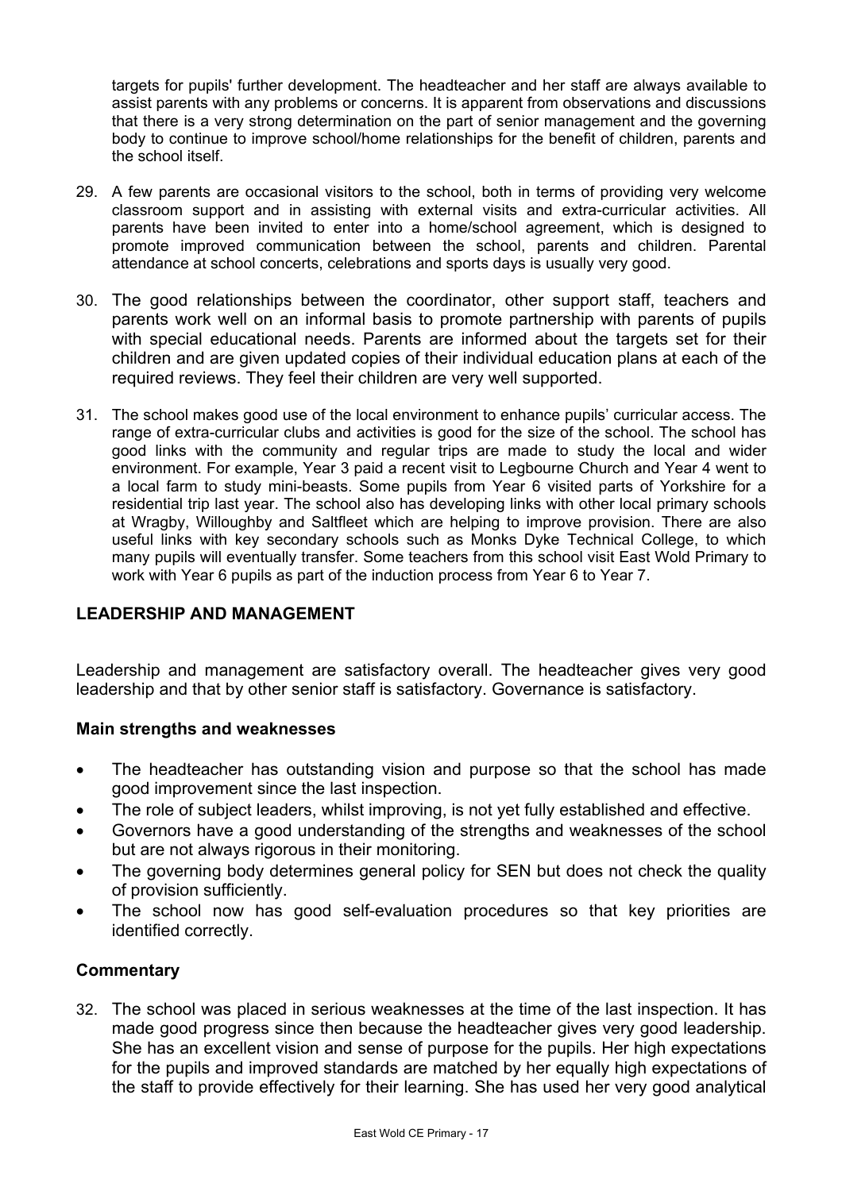targets for pupils' further development. The headteacher and her staff are always available to assist parents with any problems or concerns. It is apparent from observations and discussions that there is a very strong determination on the part of senior management and the governing body to continue to improve school/home relationships for the benefit of children, parents and the school itself.

29. A few parents are occasional visitors to the school, both in terms of providing very welcome classroom support and in assisting with external visits and extra-curricular activities. All parents have been invited to enter into a home/school agreement, which is designed to promote improved communication between the school, parents and children. Parental attendance at school concerts, celebrations and sports days is usually very good.

30. The good relationships between the coordinator, other support staff, teachers and parents work well on an informal basis to promote partnership with parents of pupils with special educational needs. Parents are informed about the targets set for their children and are given updated copies of their individual education plans at each of the required reviews. They feel their children are very well supported.

31. The school makes good use of the local environment to enhance pupils' curricular access. The range of extra-curricular clubs and activities is good for the size of the school. The school has good links with the community and regular trips are made to study the local and wider environment. For example, Year 3 paid a recent visit to Legbourne Church and Year 4 went to a local farm to study mini-beasts. Some pupils from Year 6 visited parts of Yorkshire for a residential trip last year. The school also has developing links with other local primary schools at Wragby, Willoughby and Saltfleet which are helping to improve provision. There are also useful links with key secondary schools such as Monks Dyke Technical College, to which many pupils will eventually transfer. Some teachers from this school visit East Wold Primary to work with Year 6 pupils as part of the induction process from Year 6 to Year 7.

## LEADERSHIP AND MANAGEMENT

Leadership and management are satisfactory overall. The headteacher gives very good leadership and that by other senior staff is satisfactory. Governance is satisfactory.

### Main strengths and weaknesses

- The headteacher has outstanding vision and purpose so that the school has made good improvement since the last inspection.
- The role of subject leaders, whilst improving, is not yet fully established and effective.
- Governors have a good understanding of the strengths and weaknesses of the school but are not always rigorous in their monitoring.
- The governing body determines general policy for SEN but does not check the quality of provision sufficiently.
- The school now has good self-evaluation procedures so that key priorities are identified correctly.

### Commentary

32. The school was placed in serious weaknesses at the time of the last inspection. It has made good progress since then because the headteacher gives very good leadership. She has an excellent vision and sense of purpose for the pupils. Her high expectations for the pupils and improved standards are matched by her equally high expectations of the staff to provide effectively for their learning. She has used her very good analytical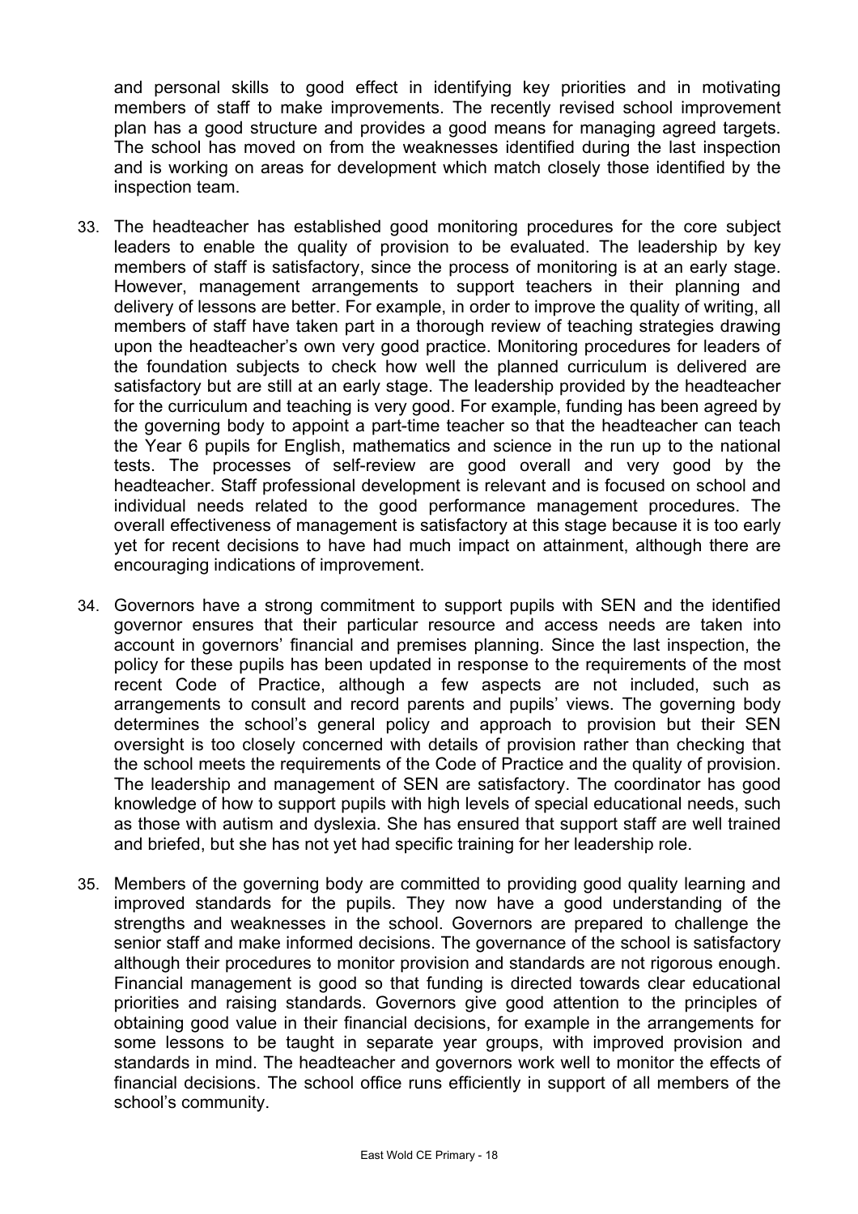and personal skills to good effect in identifying key priorities and in motivating members of staff to make improvements. The recently revised school improvement plan has a good structure and provides a good means for managing agreed targets. The school has moved on from the weaknesses identified during the last inspection and is working on areas for development which match closely those identified by the inspection team.

33. The headteacher has established good monitoring procedures for the core subject leaders to enable the quality of provision to be evaluated. The leadership by key members of staff is satisfactory, since the process of monitoring is at an early stage. However, management arrangements to support teachers in their planning and delivery of lessons are better. For example, in order to improve the quality of writing, all members of staff have taken part in a thorough review of teaching strategies drawing upon the headteacher's own very good practice. Monitoring procedures for leaders of the foundation subjects to check how well the planned curriculum is delivered are satisfactory but are still at an early stage. The leadership provided by the headteacher for the curriculum and teaching is very good. For example, funding has been agreed by the governing body to appoint a part-time teacher so that the headteacher can teach the Year 6 pupils for English, mathematics and science in the run up to the national tests. The processes of self-review are good overall and very good by the headteacher. Staff professional development is relevant and is focused on school and individual needs related to the good performance management procedures. The overall effectiveness of management is satisfactory at this stage because it is too early yet for recent decisions to have had much impact on attainment, although there are encouraging indications of improvement.

34. Governors have a strong commitment to support pupils with SEN and the identified governor ensures that their particular resource and access needs are taken into account in governors' financial and premises planning. Since the last inspection, the policy for these pupils has been updated in response to the requirements of the most recent Code of Practice, although a few aspects are not included, such as arrangements to consult and record parents and pupils' views. The governing body determines the school's general policy and approach to provision but their SEN oversight is too closely concerned with details of provision rather than checking that the school meets the requirements of the Code of Practice and the quality of provision. The leadership and management of SEN are satisfactory. The coordinator has good knowledge of how to support pupils with high levels of special educational needs, such as those with autism and dyslexia. She has ensured that support staff are well trained and briefed, but she has not yet had specific training for her leadership role.

35. Members of the governing body are committed to providing good quality learning and improved standards for the pupils. They now have a good understanding of the strengths and weaknesses in the school. Governors are prepared to challenge the senior staff and make informed decisions. The governance of the school is satisfactory although their procedures to monitor provision and standards are not rigorous enough. Financial management is good so that funding is directed towards clear educational priorities and raising standards. Governors give good attention to the principles of obtaining good value in their financial decisions, for example in the arrangements for some lessons to be taught in separate year groups, with improved provision and standards in mind. The headteacher and governors work well to monitor the effects of financial decisions. The school office runs efficiently in support of all members of the school's community.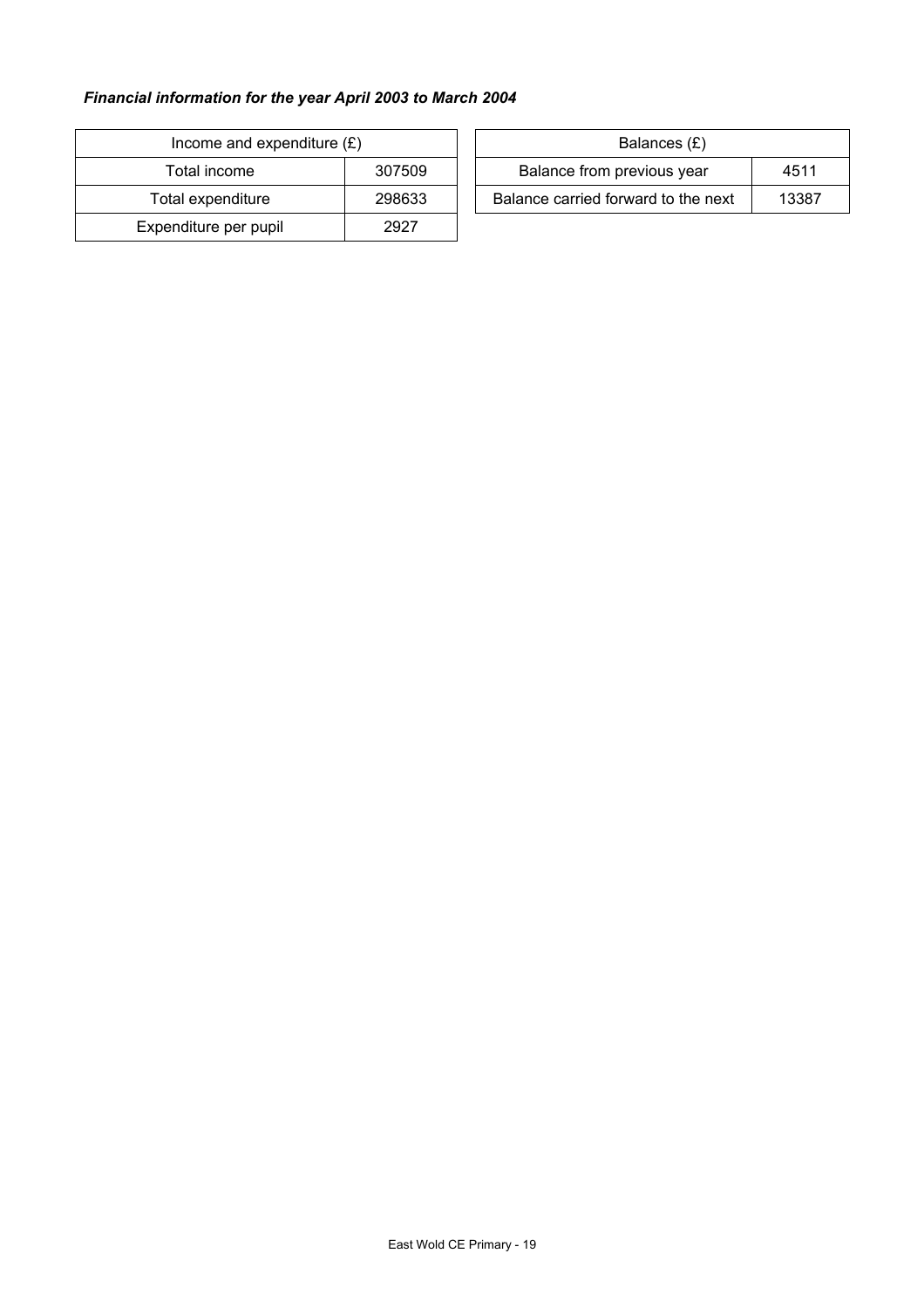***Financial information for the year April 2003 to March 2004***

| Income and expenditure (£) | |
|---|---|
| Total income | 307509 |
| Total expenditure | 298633 |
| Expenditure per pupil | 2927 |

| Balances (£) | |
|---|---|
| Balance from previous year | 4511 |
| Balance carried forward to the next | 13387 |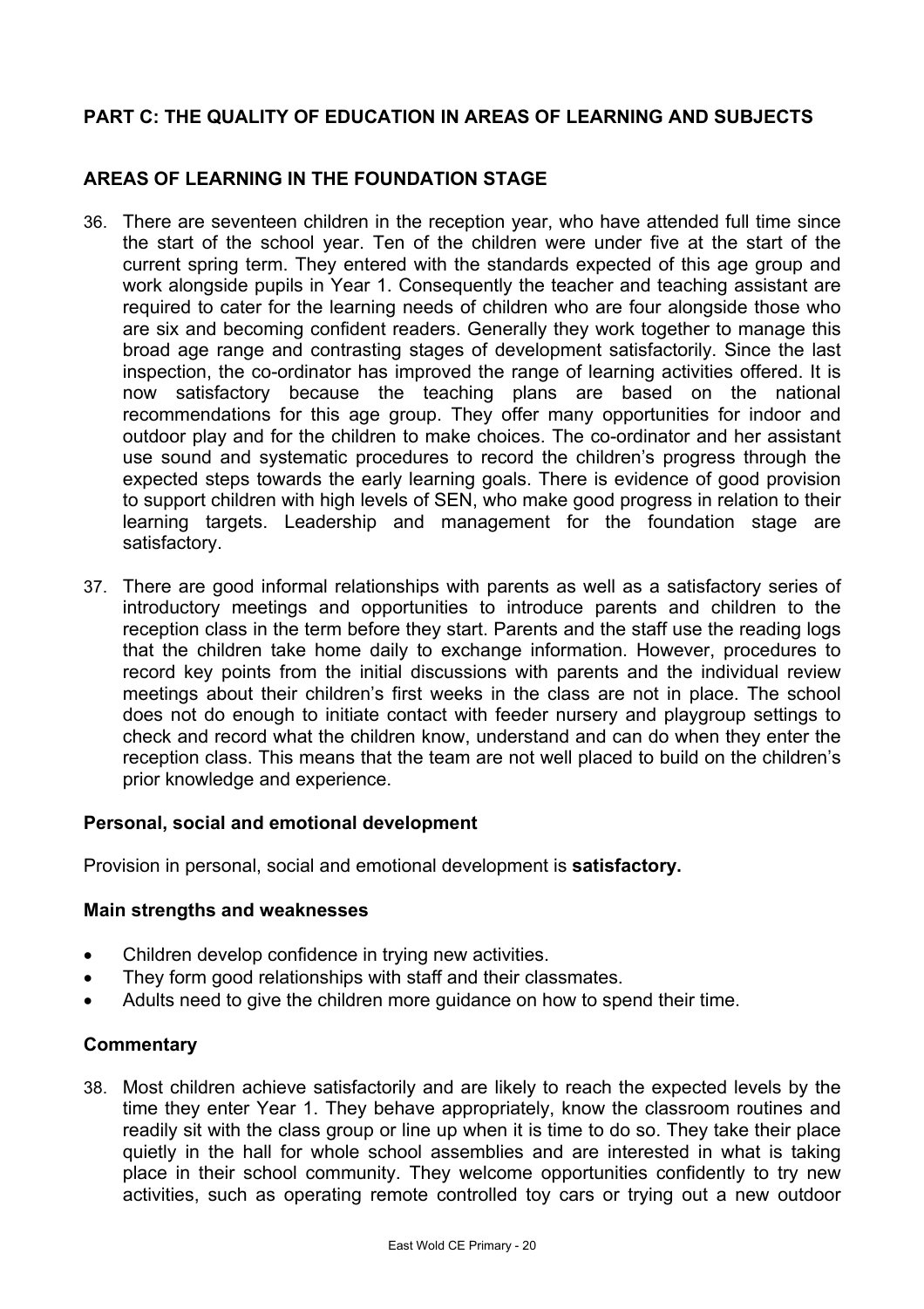## PART C: THE QUALITY OF EDUCATION IN AREAS OF LEARNING AND SUBJECTS

### AREAS OF LEARNING IN THE FOUNDATION STAGE

36. There are seventeen children in the reception year, who have attended full time since the start of the school year. Ten of the children were under five at the start of the current spring term. They entered with the standards expected of this age group and work alongside pupils in Year 1. Consequently the teacher and teaching assistant are required to cater for the learning needs of children who are four alongside those who are six and becoming confident readers. Generally they work together to manage this broad age range and contrasting stages of development satisfactorily. Since the last inspection, the co-ordinator has improved the range of learning activities offered. It is now satisfactory because the teaching plans are based on the national recommendations for this age group. They offer many opportunities for indoor and outdoor play and for the children to make choices. The co-ordinator and her assistant use sound and systematic procedures to record the children's progress through the expected steps towards the early learning goals. There is evidence of good provision to support children with high levels of SEN, who make good progress in relation to their learning targets. Leadership and management for the foundation stage are satisfactory.

37. There are good informal relationships with parents as well as a satisfactory series of introductory meetings and opportunities to introduce parents and children to the reception class in the term before they start. Parents and the staff use the reading logs that the children take home daily to exchange information. However, procedures to record key points from the initial discussions with parents and the individual review meetings about their children's first weeks in the class are not in place. The school does not do enough to initiate contact with feeder nursery and playgroup settings to check and record what the children know, understand and can do when they enter the reception class. This means that the team are not well placed to build on the children's prior knowledge and experience.

#### Personal, social and emotional development

Provision in personal, social and emotional development is **satisfactory.**

#### Main strengths and weaknesses

- Children develop confidence in trying new activities.
- They form good relationships with staff and their classmates.
- Adults need to give the children more guidance on how to spend their time.

#### Commentary

38. Most children achieve satisfactorily and are likely to reach the expected levels by the time they enter Year 1. They behave appropriately, know the classroom routines and readily sit with the class group or line up when it is time to do so. They take their place quietly in the hall for whole school assemblies and are interested in what is taking place in their school community. They welcome opportunities confidently to try new activities, such as operating remote controlled toy cars or trying out a new outdoor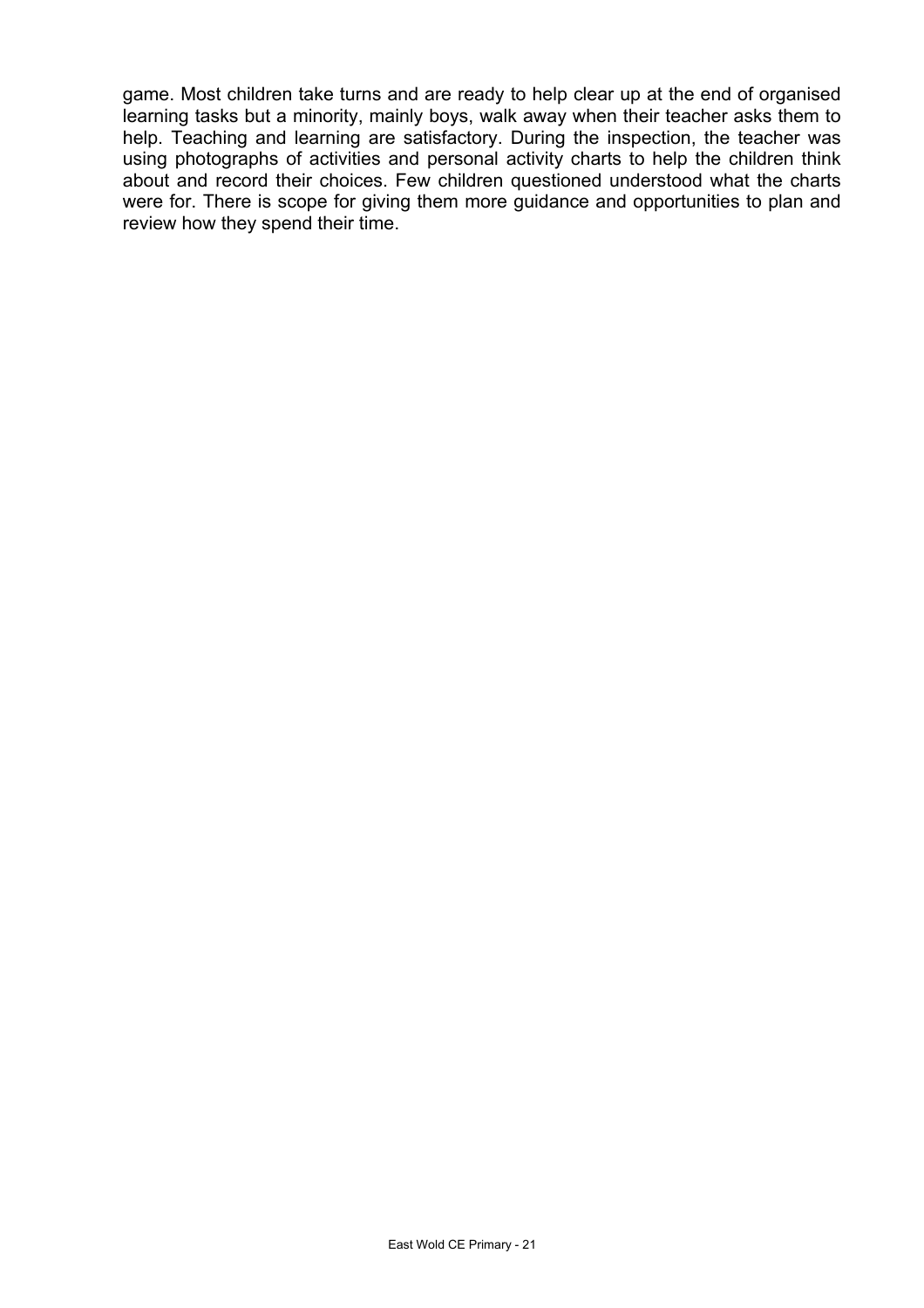game. Most children take turns and are ready to help clear up at the end of organised learning tasks but a minority, mainly boys, walk away when their teacher asks them to help. Teaching and learning are satisfactory. During the inspection, the teacher was using photographs of activities and personal activity charts to help the children think about and record their choices. Few children questioned understood what the charts were for. There is scope for giving them more guidance and opportunities to plan and review how they spend their time.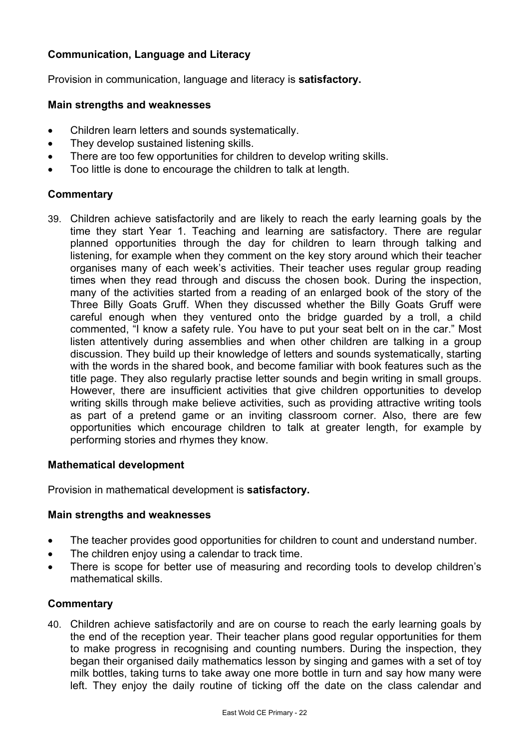### Communication, Language and Literacy

Provision in communication, language and literacy is **satisfactory.**

#### Main strengths and weaknesses

- Children learn letters and sounds systematically.
- They develop sustained listening skills.
- There are too few opportunities for children to develop writing skills.
- Too little is done to encourage the children to talk at length.

#### Commentary

39. Children achieve satisfactorily and are likely to reach the early learning goals by the time they start Year 1. Teaching and learning are satisfactory. There are regular planned opportunities through the day for children to learn through talking and listening, for example when they comment on the key story around which their teacher organises many of each week's activities. Their teacher uses regular group reading times when they read through and discuss the chosen book. During the inspection, many of the activities started from a reading of an enlarged book of the story of the Three Billy Goats Gruff. When they discussed whether the Billy Goats Gruff were careful enough when they ventured onto the bridge guarded by a troll, a child commented, "I know a safety rule. You have to put your seat belt on in the car." Most listen attentively during assemblies and when other children are talking in a group discussion. They build up their knowledge of letters and sounds systematically, starting with the words in the shared book, and become familiar with book features such as the title page. They also regularly practise letter sounds and begin writing in small groups. However, there are insufficient activities that give children opportunities to develop writing skills through make believe activities, such as providing attractive writing tools as part of a pretend game or an inviting classroom corner. Also, there are few opportunities which encourage children to talk at greater length, for example by performing stories and rhymes they know.

### Mathematical development

Provision in mathematical development is **satisfactory.**

#### Main strengths and weaknesses

- The teacher provides good opportunities for children to count and understand number.
- The children enjoy using a calendar to track time.
- There is scope for better use of measuring and recording tools to develop children's mathematical skills.

#### Commentary

40. Children achieve satisfactorily and are on course to reach the early learning goals by the end of the reception year. Their teacher plans good regular opportunities for them to make progress in recognising and counting numbers. During the inspection, they began their organised daily mathematics lesson by singing and games with a set of toy milk bottles, taking turns to take away one more bottle in turn and say how many were left. They enjoy the daily routine of ticking off the date on the class calendar and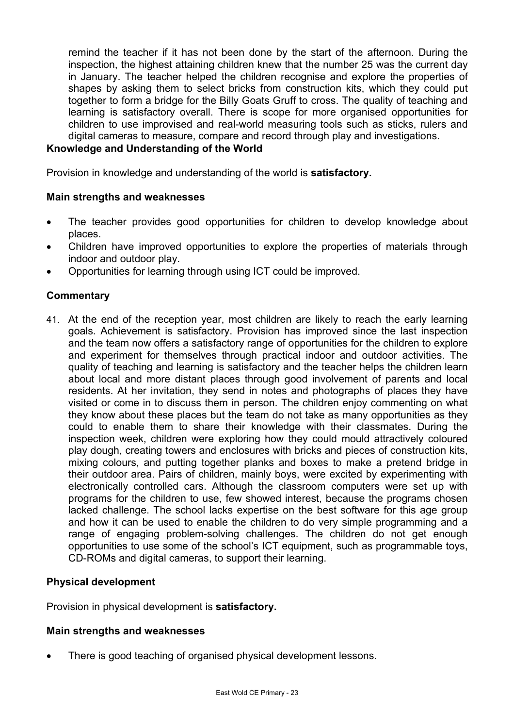remind the teacher if it has not been done by the start of the afternoon. During the inspection, the highest attaining children knew that the number 25 was the current day in January. The teacher helped the children recognise and explore the properties of shapes by asking them to select bricks from construction kits, which they could put together to form a bridge for the Billy Goats Gruff to cross. The quality of teaching and learning is satisfactory overall. There is scope for more organised opportunities for children to use improvised and real-world measuring tools such as sticks, rulers and digital cameras to measure, compare and record through play and investigations.

**Knowledge and Understanding of the World**

Provision in knowledge and understanding of the world is **satisfactory.**

**Main strengths and weaknesses**

- The teacher provides good opportunities for children to develop knowledge about places.
- Children have improved opportunities to explore the properties of materials through indoor and outdoor play.
- Opportunities for learning through using ICT could be improved.

**Commentary**

41. At the end of the reception year, most children are likely to reach the early learning goals. Achievement is satisfactory. Provision has improved since the last inspection and the team now offers a satisfactory range of opportunities for the children to explore and experiment for themselves through practical indoor and outdoor activities. The quality of teaching and learning is satisfactory and the teacher helps the children learn about local and more distant places through good involvement of parents and local residents. At her invitation, they send in notes and photographs of places they have visited or come in to discuss them in person. The children enjoy commenting on what they know about these places but the team do not take as many opportunities as they could to enable them to share their knowledge with their classmates. During the inspection week, children were exploring how they could mould attractively coloured play dough, creating towers and enclosures with bricks and pieces of construction kits, mixing colours, and putting together planks and boxes to make a pretend bridge in their outdoor area. Pairs of children, mainly boys, were excited by experimenting with electronically controlled cars. Although the classroom computers were set up with programs for the children to use, few showed interest, because the programs chosen lacked challenge. The school lacks expertise on the best software for this age group and how it can be used to enable the children to do very simple programming and a range of engaging problem-solving challenges. The children do not get enough opportunities to use some of the school's ICT equipment, such as programmable toys, CD-ROMs and digital cameras, to support their learning.

**Physical development**

Provision in physical development is **satisfactory.**

**Main strengths and weaknesses**

- There is good teaching of organised physical development lessons.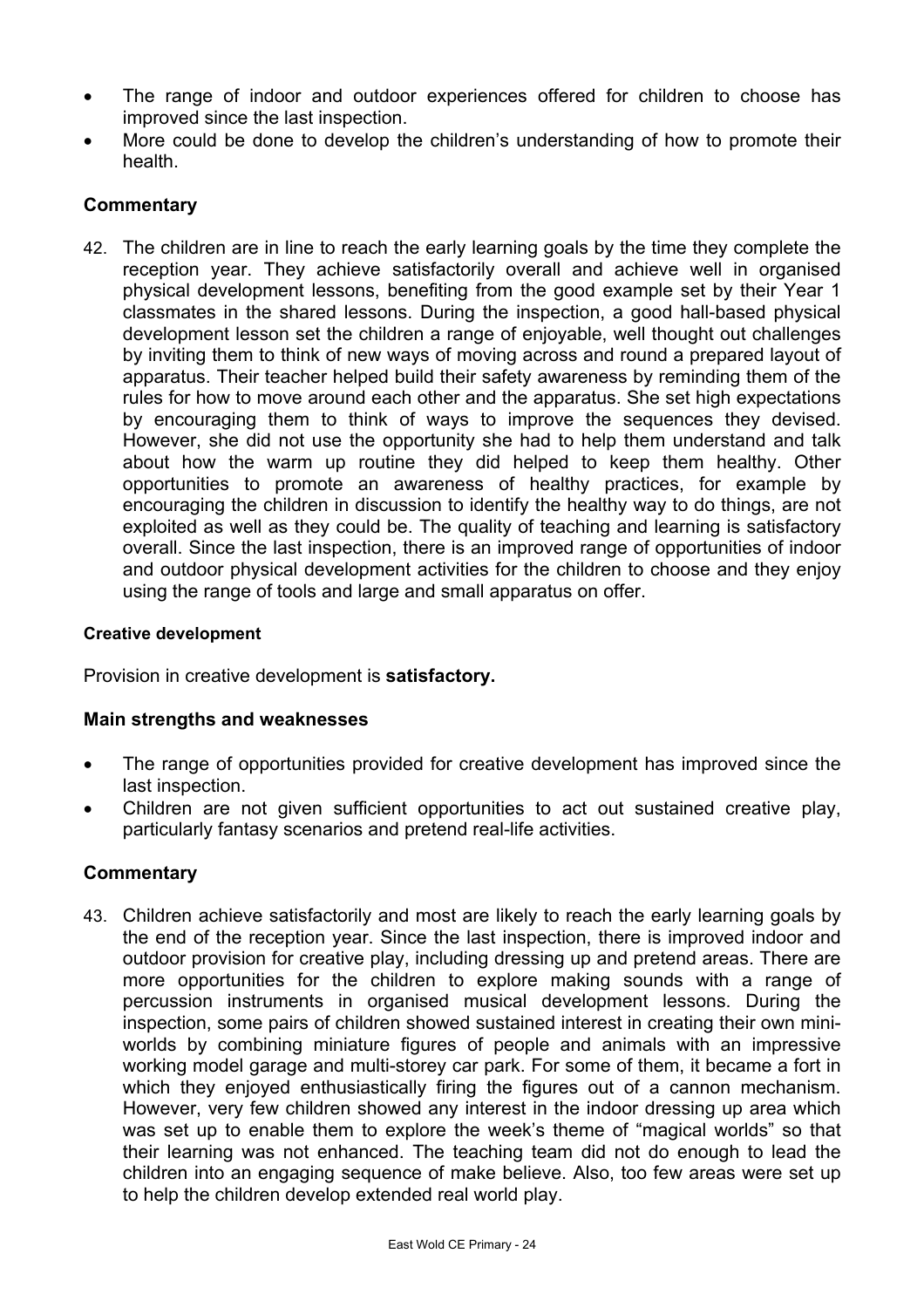- The range of indoor and outdoor experiences offered for children to choose has improved since the last inspection.
- More could be done to develop the children's understanding of how to promote their health.

### Commentary

42. The children are in line to reach the early learning goals by the time they complete the reception year. They achieve satisfactorily overall and achieve well in organised physical development lessons, benefiting from the good example set by their Year 1 classmates in the shared lessons. During the inspection, a good hall-based physical development lesson set the children a range of enjoyable, well thought out challenges by inviting them to think of new ways of moving across and round a prepared layout of apparatus. Their teacher helped build their safety awareness by reminding them of the rules for how to move around each other and the apparatus. She set high expectations by encouraging them to think of ways to improve the sequences they devised. However, she did not use the opportunity she had to help them understand and talk about how the warm up routine they did helped to keep them healthy. Other opportunities to promote an awareness of healthy practices, for example by encouraging the children in discussion to identify the healthy way to do things, are not exploited as well as they could be. The quality of teaching and learning is satisfactory overall. Since the last inspection, there is an improved range of opportunities of indoor and outdoor physical development activities for the children to choose and they enjoy using the range of tools and large and small apparatus on offer.

#### Creative development

Provision in creative development is **satisfactory.**

### Main strengths and weaknesses

- The range of opportunities provided for creative development has improved since the last inspection.
- Children are not given sufficient opportunities to act out sustained creative play, particularly fantasy scenarios and pretend real-life activities.

### Commentary

43. Children achieve satisfactorily and most are likely to reach the early learning goals by the end of the reception year. Since the last inspection, there is improved indoor and outdoor provision for creative play, including dressing up and pretend areas. There are more opportunities for the children to explore making sounds with a range of percussion instruments in organised musical development lessons. During the inspection, some pairs of children showed sustained interest in creating their own mini-worlds by combining miniature figures of people and animals with an impressive working model garage and multi-storey car park. For some of them, it became a fort in which they enjoyed enthusiastically firing the figures out of a cannon mechanism. However, very few children showed any interest in the indoor dressing up area which was set up to enable them to explore the week's theme of "magical worlds" so that their learning was not enhanced. The teaching team did not do enough to lead the children into an engaging sequence of make believe. Also, too few areas were set up to help the children develop extended real world play.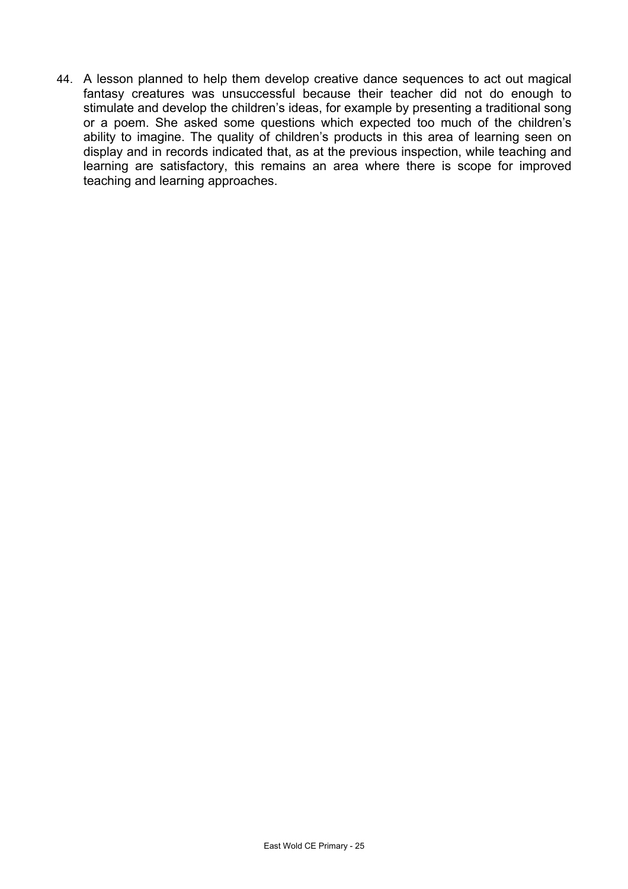44. A lesson planned to help them develop creative dance sequences to act out magical fantasy creatures was unsuccessful because their teacher did not do enough to stimulate and develop the children's ideas, for example by presenting a traditional song or a poem. She asked some questions which expected too much of the children's ability to imagine. The quality of children's products in this area of learning seen on display and in records indicated that, as at the previous inspection, while teaching and learning are satisfactory, this remains an area where there is scope for improved teaching and learning approaches.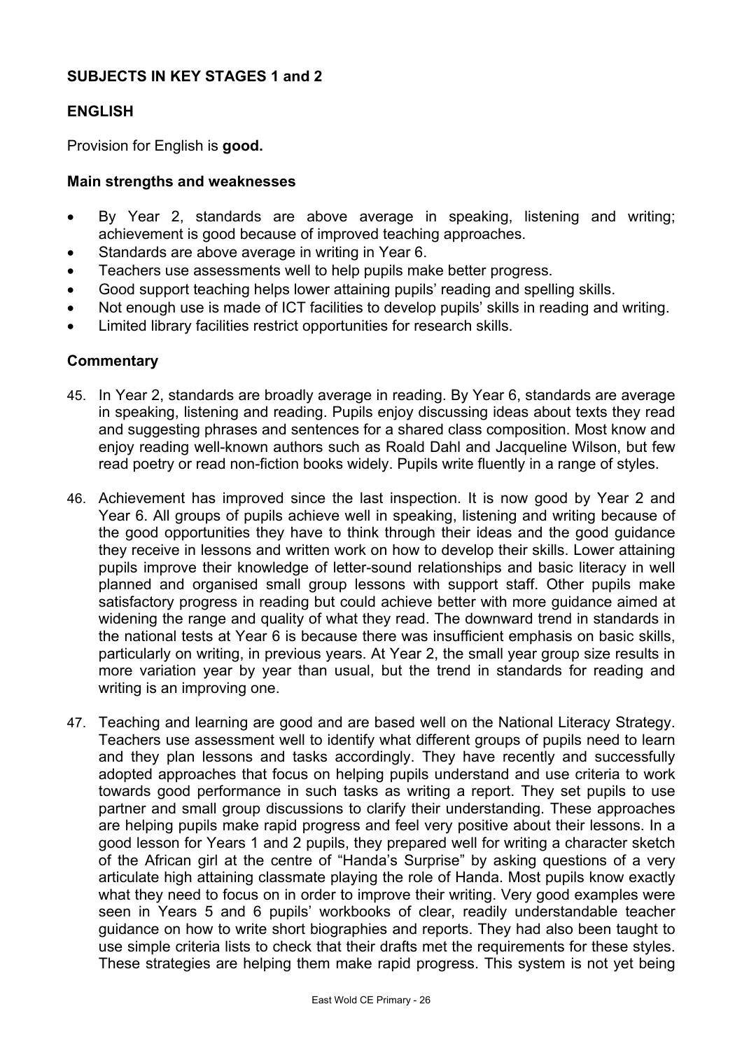## SUBJECTS IN KEY STAGES 1 and 2

### ENGLISH

Provision for English is **good.**

#### Main strengths and weaknesses

- By Year 2, standards are above average in speaking, listening and writing; achievement is good because of improved teaching approaches.
- Standards are above average in writing in Year 6.
- Teachers use assessments well to help pupils make better progress.
- Good support teaching helps lower attaining pupils' reading and spelling skills.
- Not enough use is made of ICT facilities to develop pupils' skills in reading and writing.
- Limited library facilities restrict opportunities for research skills.

#### Commentary

45. In Year 2, standards are broadly average in reading. By Year 6, standards are average in speaking, listening and reading. Pupils enjoy discussing ideas about texts they read and suggesting phrases and sentences for a shared class composition. Most know and enjoy reading well-known authors such as Roald Dahl and Jacqueline Wilson, but few read poetry or read non-fiction books widely. Pupils write fluently in a range of styles.

46. Achievement has improved since the last inspection. It is now good by Year 2 and Year 6. All groups of pupils achieve well in speaking, listening and writing because of the good opportunities they have to think through their ideas and the good guidance they receive in lessons and written work on how to develop their skills. Lower attaining pupils improve their knowledge of letter-sound relationships and basic literacy in well planned and organised small group lessons with support staff. Other pupils make satisfactory progress in reading but could achieve better with more guidance aimed at widening the range and quality of what they read. The downward trend in standards in the national tests at Year 6 is because there was insufficient emphasis on basic skills, particularly on writing, in previous years. At Year 2, the small year group size results in more variation year by year than usual, but the trend in standards for reading and writing is an improving one.

47. Teaching and learning are good and are based well on the National Literacy Strategy. Teachers use assessment well to identify what different groups of pupils need to learn and they plan lessons and tasks accordingly. They have recently and successfully adopted approaches that focus on helping pupils understand and use criteria to work towards good performance in such tasks as writing a report. They set pupils to use partner and small group discussions to clarify their understanding. These approaches are helping pupils make rapid progress and feel very positive about their lessons. In a good lesson for Years 1 and 2 pupils, they prepared well for writing a character sketch of the African girl at the centre of "Handa's Surprise" by asking questions of a very articulate high attaining classmate playing the role of Handa. Most pupils know exactly what they need to focus on in order to improve their writing. Very good examples were seen in Years 5 and 6 pupils' workbooks of clear, readily understandable teacher guidance on how to write short biographies and reports. They had also been taught to use simple criteria lists to check that their drafts met the requirements for these styles. These strategies are helping them make rapid progress. This system is not yet being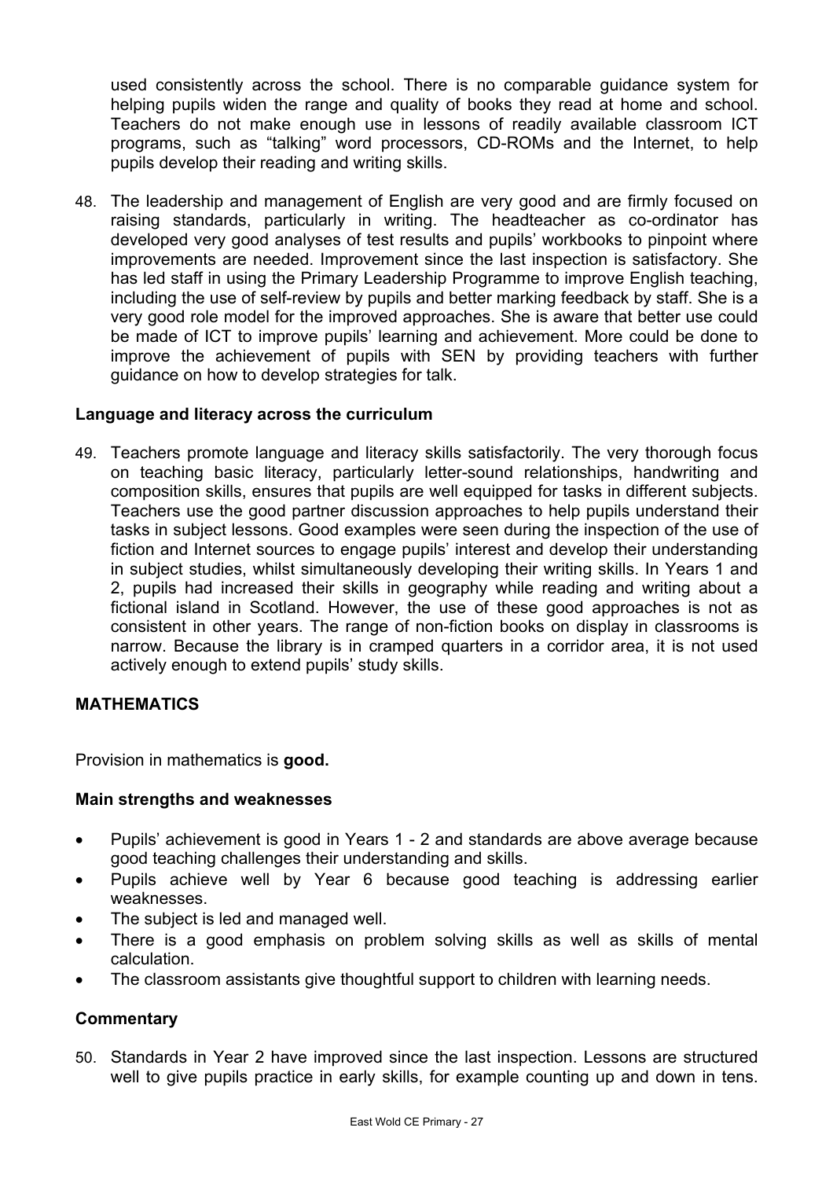used consistently across the school. There is no comparable guidance system for helping pupils widen the range and quality of books they read at home and school. Teachers do not make enough use in lessons of readily available classroom ICT programs, such as "talking" word processors, CD-ROMs and the Internet, to help pupils develop their reading and writing skills.

48. The leadership and management of English are very good and are firmly focused on raising standards, particularly in writing. The headteacher as co-ordinator has developed very good analyses of test results and pupils' workbooks to pinpoint where improvements are needed. Improvement since the last inspection is satisfactory. She has led staff in using the Primary Leadership Programme to improve English teaching, including the use of self-review by pupils and better marking feedback by staff. She is a very good role model for the improved approaches. She is aware that better use could be made of ICT to improve pupils' learning and achievement. More could be done to improve the achievement of pupils with SEN by providing teachers with further guidance on how to develop strategies for talk.

### Language and literacy across the curriculum

49. Teachers promote language and literacy skills satisfactorily. The very thorough focus on teaching basic literacy, particularly letter-sound relationships, handwriting and composition skills, ensures that pupils are well equipped for tasks in different subjects. Teachers use the good partner discussion approaches to help pupils understand their tasks in subject lessons. Good examples were seen during the inspection of the use of fiction and Internet sources to engage pupils' interest and develop their understanding in subject studies, whilst simultaneously developing their writing skills. In Years 1 and 2, pupils had increased their skills in geography while reading and writing about a fictional island in Scotland. However, the use of these good approaches is not as consistent in other years. The range of non-fiction books on display in classrooms is narrow. Because the library is in cramped quarters in a corridor area, it is not used actively enough to extend pupils' study skills.

## MATHEMATICS

Provision in mathematics is **good.**

### Main strengths and weaknesses

- Pupils' achievement is good in Years 1 - 2 and standards are above average because good teaching challenges their understanding and skills.
- Pupils achieve well by Year 6 because good teaching is addressing earlier weaknesses.
- The subject is led and managed well.
- There is a good emphasis on problem solving skills as well as skills of mental calculation.
- The classroom assistants give thoughtful support to children with learning needs.

### Commentary

50. Standards in Year 2 have improved since the last inspection. Lessons are structured well to give pupils practice in early skills, for example counting up and down in tens.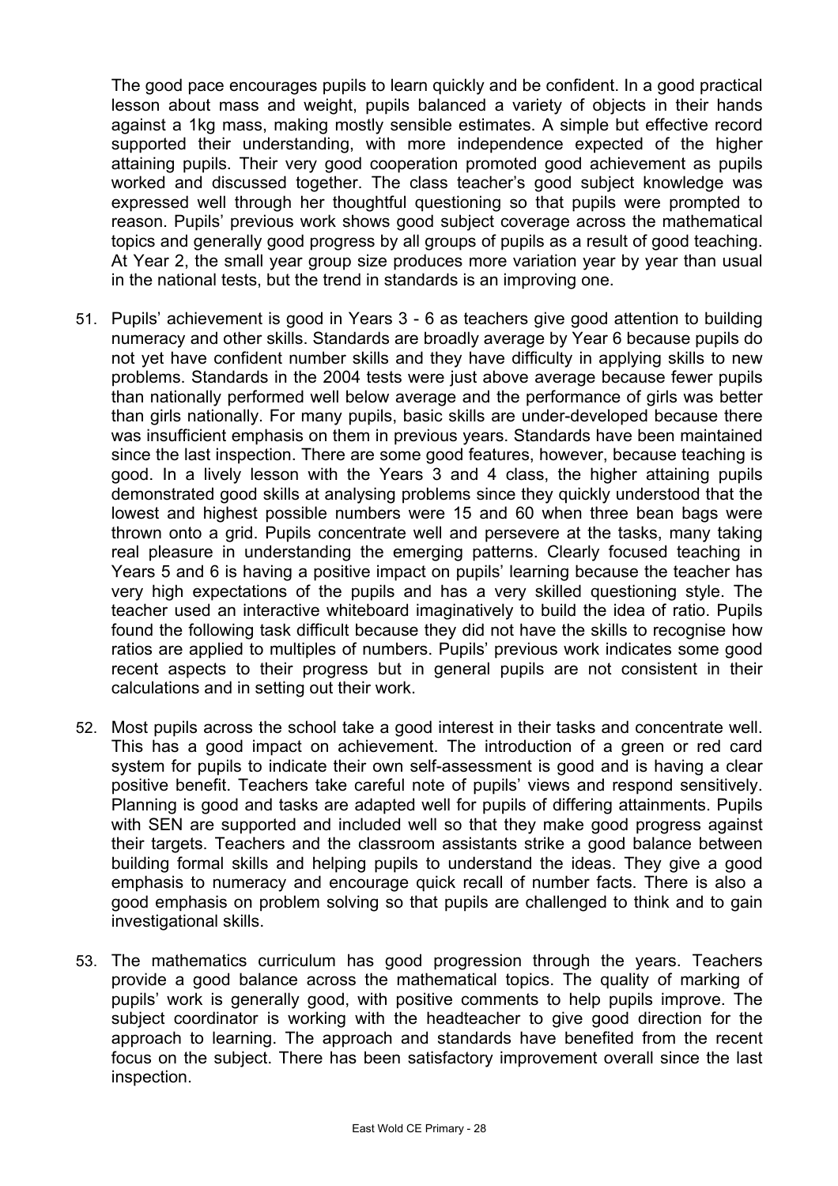The good pace encourages pupils to learn quickly and be confident. In a good practical lesson about mass and weight, pupils balanced a variety of objects in their hands against a 1kg mass, making mostly sensible estimates. A simple but effective record supported their understanding, with more independence expected of the higher attaining pupils. Their very good cooperation promoted good achievement as pupils worked and discussed together. The class teacher's good subject knowledge was expressed well through her thoughtful questioning so that pupils were prompted to reason. Pupils' previous work shows good subject coverage across the mathematical topics and generally good progress by all groups of pupils as a result of good teaching. At Year 2, the small year group size produces more variation year by year than usual in the national tests, but the trend in standards is an improving one.

51. Pupils' achievement is good in Years 3 - 6 as teachers give good attention to building numeracy and other skills. Standards are broadly average by Year 6 because pupils do not yet have confident number skills and they have difficulty in applying skills to new problems. Standards in the 2004 tests were just above average because fewer pupils than nationally performed well below average and the performance of girls was better than girls nationally. For many pupils, basic skills are under-developed because there was insufficient emphasis on them in previous years. Standards have been maintained since the last inspection. There are some good features, however, because teaching is good. In a lively lesson with the Years 3 and 4 class, the higher attaining pupils demonstrated good skills at analysing problems since they quickly understood that the lowest and highest possible numbers were 15 and 60 when three bean bags were thrown onto a grid. Pupils concentrate well and persevere at the tasks, many taking real pleasure in understanding the emerging patterns. Clearly focused teaching in Years 5 and 6 is having a positive impact on pupils' learning because the teacher has very high expectations of the pupils and has a very skilled questioning style. The teacher used an interactive whiteboard imaginatively to build the idea of ratio. Pupils found the following task difficult because they did not have the skills to recognise how ratios are applied to multiples of numbers. Pupils' previous work indicates some good recent aspects to their progress but in general pupils are not consistent in their calculations and in setting out their work.

52. Most pupils across the school take a good interest in their tasks and concentrate well. This has a good impact on achievement. The introduction of a green or red card system for pupils to indicate their own self-assessment is good and is having a clear positive benefit. Teachers take careful note of pupils' views and respond sensitively. Planning is good and tasks are adapted well for pupils of differing attainments. Pupils with SEN are supported and included well so that they make good progress against their targets. Teachers and the classroom assistants strike a good balance between building formal skills and helping pupils to understand the ideas. They give a good emphasis to numeracy and encourage quick recall of number facts. There is also a good emphasis on problem solving so that pupils are challenged to think and to gain investigational skills.

53. The mathematics curriculum has good progression through the years. Teachers provide a good balance across the mathematical topics. The quality of marking of pupils' work is generally good, with positive comments to help pupils improve. The subject coordinator is working with the headteacher to give good direction for the approach to learning. The approach and standards have benefited from the recent focus on the subject. There has been satisfactory improvement overall since the last inspection.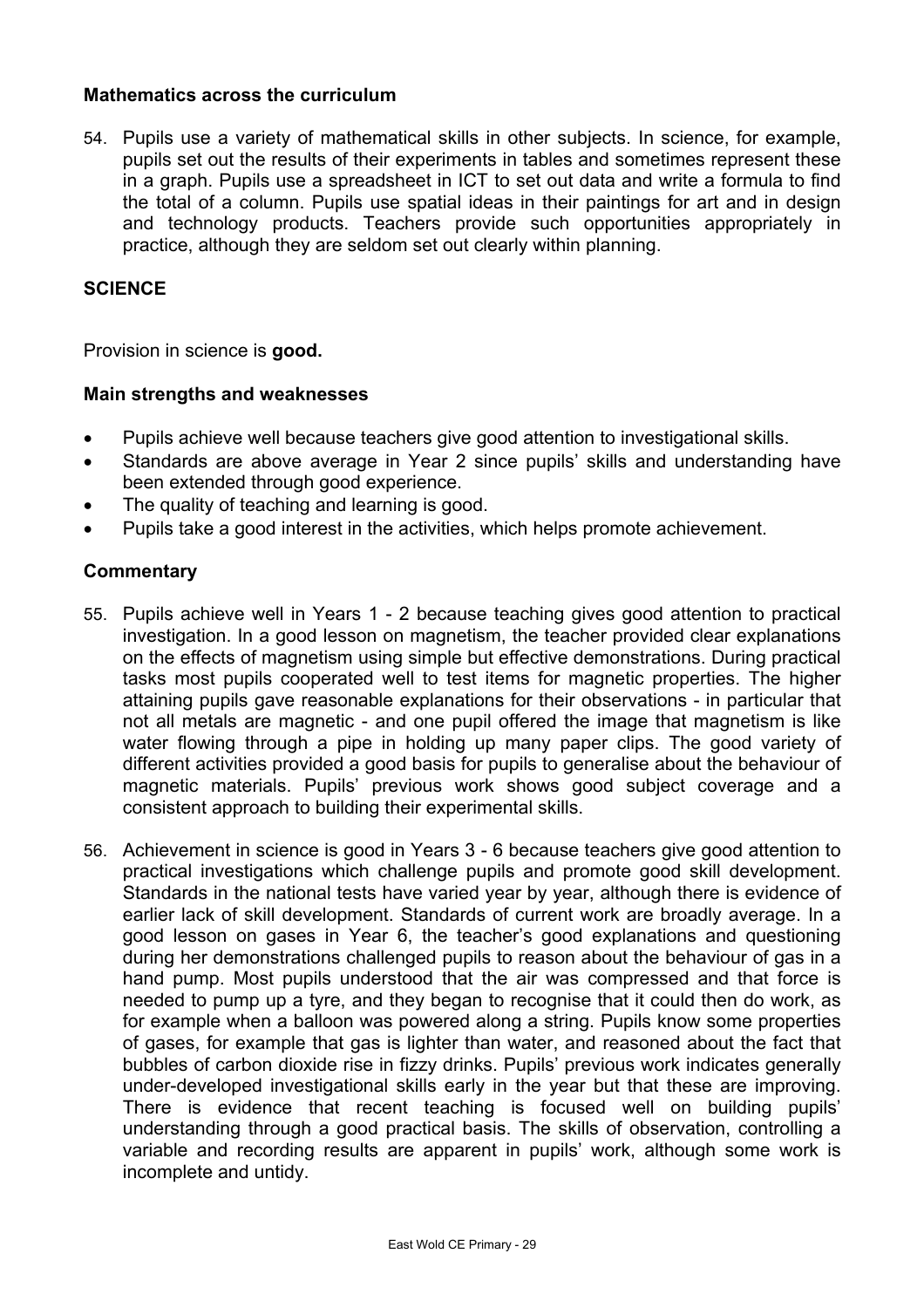**Mathematics across the curriculum**

54. Pupils use a variety of mathematical skills in other subjects. In science, for example, pupils set out the results of their experiments in tables and sometimes represent these in a graph. Pupils use a spreadsheet in ICT to set out data and write a formula to find the total of a column. Pupils use spatial ideas in their paintings for art and in design and technology products. Teachers provide such opportunities appropriately in practice, although they are seldom set out clearly within planning.

**SCIENCE**

Provision in science is **good.**

**Main strengths and weaknesses**

- Pupils achieve well because teachers give good attention to investigational skills.
- Standards are above average in Year 2 since pupils' skills and understanding have been extended through good experience.
- The quality of teaching and learning is good.
- Pupils take a good interest in the activities, which helps promote achievement.

**Commentary**

55. Pupils achieve well in Years 1 - 2 because teaching gives good attention to practical investigation. In a good lesson on magnetism, the teacher provided clear explanations on the effects of magnetism using simple but effective demonstrations. During practical tasks most pupils cooperated well to test items for magnetic properties. The higher attaining pupils gave reasonable explanations for their observations - in particular that not all metals are magnetic - and one pupil offered the image that magnetism is like water flowing through a pipe in holding up many paper clips. The good variety of different activities provided a good basis for pupils to generalise about the behaviour of magnetic materials. Pupils' previous work shows good subject coverage and a consistent approach to building their experimental skills.

56. Achievement in science is good in Years 3 - 6 because teachers give good attention to practical investigations which challenge pupils and promote good skill development. Standards in the national tests have varied year by year, although there is evidence of earlier lack of skill development. Standards of current work are broadly average. In a good lesson on gases in Year 6, the teacher's good explanations and questioning during her demonstrations challenged pupils to reason about the behaviour of gas in a hand pump. Most pupils understood that the air was compressed and that force is needed to pump up a tyre, and they began to recognise that it could then do work, as for example when a balloon was powered along a string. Pupils know some properties of gases, for example that gas is lighter than water, and reasoned about the fact that bubbles of carbon dioxide rise in fizzy drinks. Pupils' previous work indicates generally under-developed investigational skills early in the year but that these are improving. There is evidence that recent teaching is focused well on building pupils' understanding through a good practical basis. The skills of observation, controlling a variable and recording results are apparent in pupils' work, although some work is incomplete and untidy.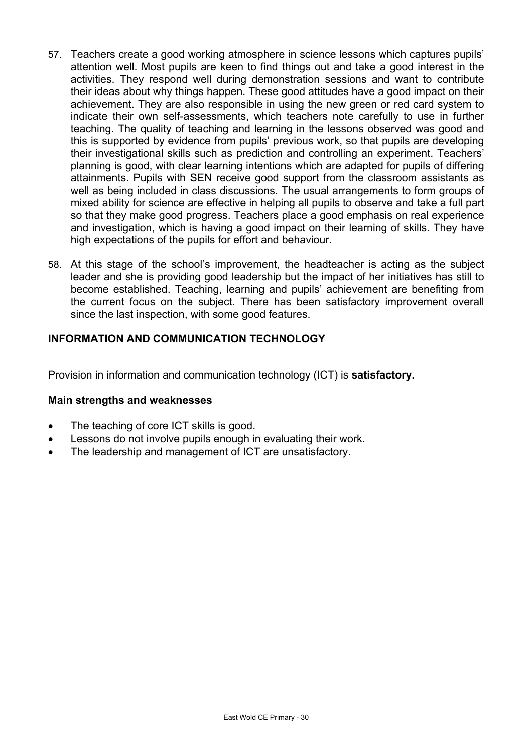57. Teachers create a good working atmosphere in science lessons which captures pupils' attention well. Most pupils are keen to find things out and take a good interest in the activities. They respond well during demonstration sessions and want to contribute their ideas about why things happen. These good attitudes have a good impact on their achievement. They are also responsible in using the new green or red card system to indicate their own self-assessments, which teachers note carefully to use in further teaching. The quality of teaching and learning in the lessons observed was good and this is supported by evidence from pupils' previous work, so that pupils are developing their investigational skills such as prediction and controlling an experiment. Teachers' planning is good, with clear learning intentions which are adapted for pupils of differing attainments. Pupils with SEN receive good support from the classroom assistants as well as being included in class discussions. The usual arrangements to form groups of mixed ability for science are effective in helping all pupils to observe and take a full part so that they make good progress. Teachers place a good emphasis on real experience and investigation, which is having a good impact on their learning of skills. They have high expectations of the pupils for effort and behaviour.

58. At this stage of the school's improvement, the headteacher is acting as the subject leader and she is providing good leadership but the impact of her initiatives has still to become established. Teaching, learning and pupils' achievement are benefiting from the current focus on the subject. There has been satisfactory improvement overall since the last inspection, with some good features.

## INFORMATION AND COMMUNICATION TECHNOLOGY

Provision in information and communication technology (ICT) is **satisfactory.**

### Main strengths and weaknesses

- The teaching of core ICT skills is good.
- Lessons do not involve pupils enough in evaluating their work.
- The leadership and management of ICT are unsatisfactory.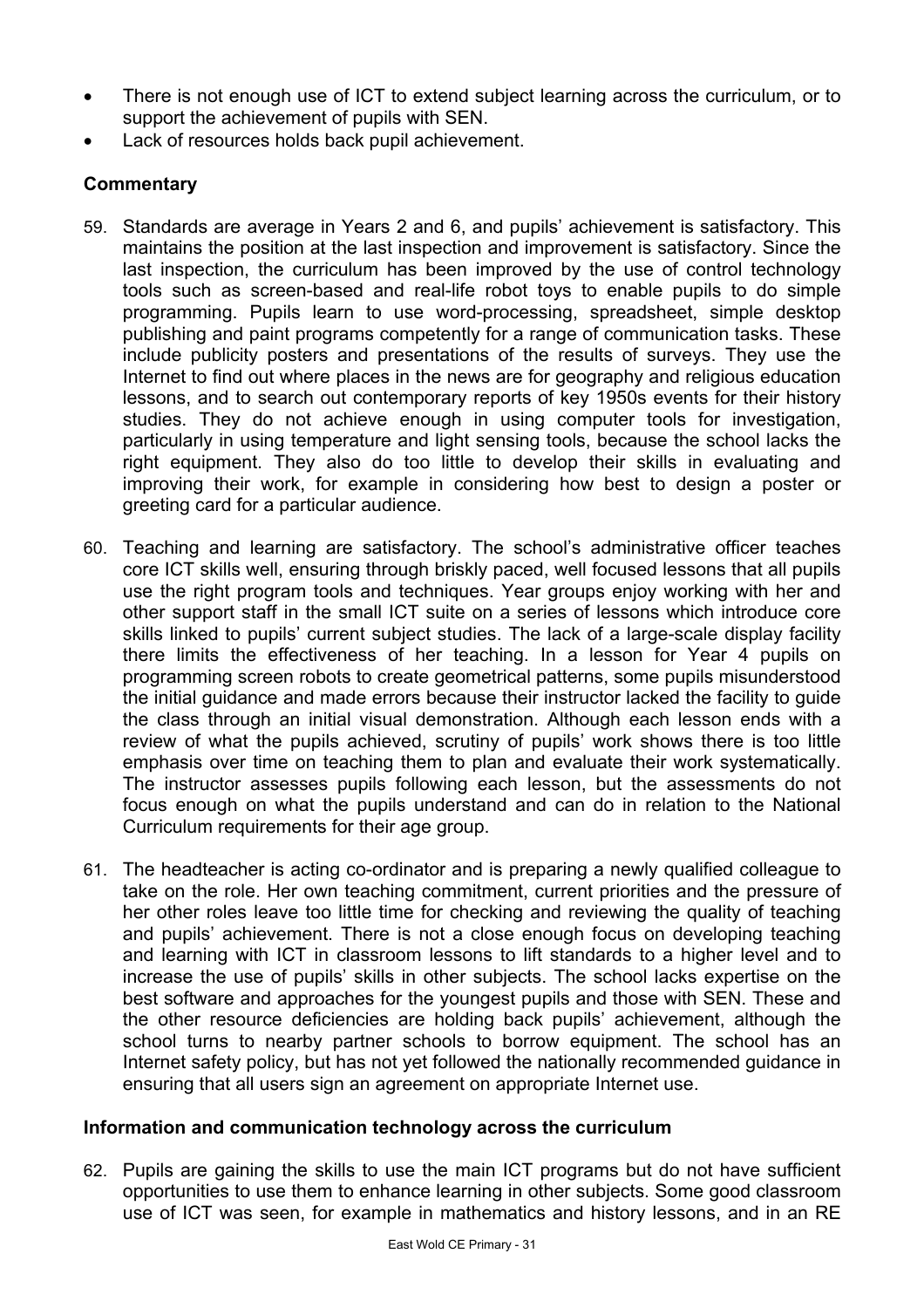- There is not enough use of ICT to extend subject learning across the curriculum, or to support the achievement of pupils with SEN.
- Lack of resources holds back pupil achievement.

**Commentary**

59. Standards are average in Years 2 and 6, and pupils' achievement is satisfactory. This maintains the position at the last inspection and improvement is satisfactory. Since the last inspection, the curriculum has been improved by the use of control technology tools such as screen-based and real-life robot toys to enable pupils to do simple programming. Pupils learn to use word-processing, spreadsheet, simple desktop publishing and paint programs competently for a range of communication tasks. These include publicity posters and presentations of the results of surveys. They use the Internet to find out where places in the news are for geography and religious education lessons, and to search out contemporary reports of key 1950s events for their history studies. They do not achieve enough in using computer tools for investigation, particularly in using temperature and light sensing tools, because the school lacks the right equipment. They also do too little to develop their skills in evaluating and improving their work, for example in considering how best to design a poster or greeting card for a particular audience.

60. Teaching and learning are satisfactory. The school's administrative officer teaches core ICT skills well, ensuring through briskly paced, well focused lessons that all pupils use the right program tools and techniques. Year groups enjoy working with her and other support staff in the small ICT suite on a series of lessons which introduce core skills linked to pupils' current subject studies. The lack of a large-scale display facility there limits the effectiveness of her teaching. In a lesson for Year 4 pupils on programming screen robots to create geometrical patterns, some pupils misunderstood the initial guidance and made errors because their instructor lacked the facility to guide the class through an initial visual demonstration. Although each lesson ends with a review of what the pupils achieved, scrutiny of pupils' work shows there is too little emphasis over time on teaching them to plan and evaluate their work systematically. The instructor assesses pupils following each lesson, but the assessments do not focus enough on what the pupils understand and can do in relation to the National Curriculum requirements for their age group.

61. The headteacher is acting co-ordinator and is preparing a newly qualified colleague to take on the role. Her own teaching commitment, current priorities and the pressure of her other roles leave too little time for checking and reviewing the quality of teaching and pupils' achievement. There is not a close enough focus on developing teaching and learning with ICT in classroom lessons to lift standards to a higher level and to increase the use of pupils' skills in other subjects. The school lacks expertise on the best software and approaches for the youngest pupils and those with SEN. These and the other resource deficiencies are holding back pupils' achievement, although the school turns to nearby partner schools to borrow equipment. The school has an Internet safety policy, but has not yet followed the nationally recommended guidance in ensuring that all users sign an agreement on appropriate Internet use.

### Information and communication technology across the curriculum

62. Pupils are gaining the skills to use the main ICT programs but do not have sufficient opportunities to use them to enhance learning in other subjects. Some good classroom use of ICT was seen, for example in mathematics and history lessons, and in an RE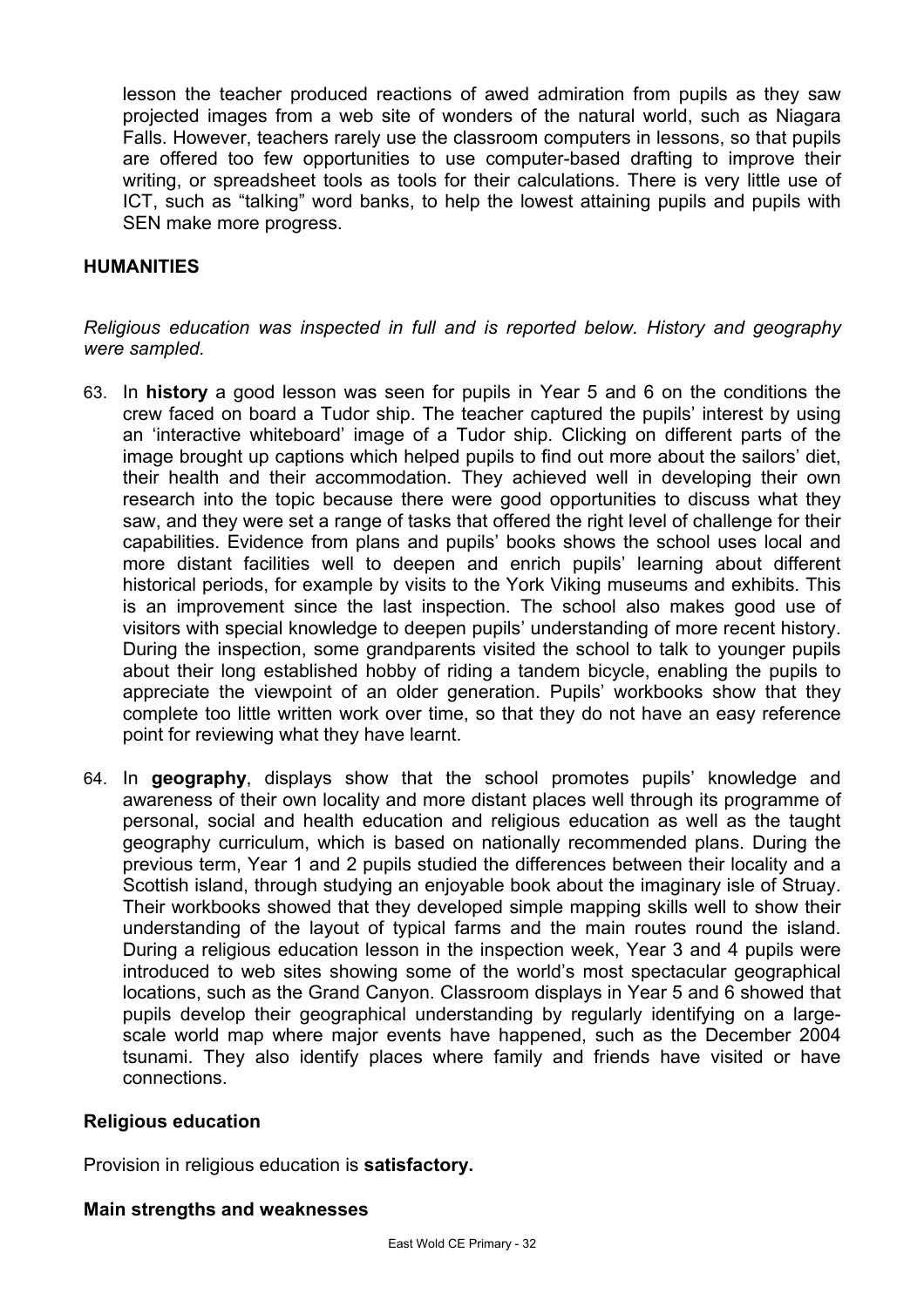lesson the teacher produced reactions of awed admiration from pupils as they saw projected images from a web site of wonders of the natural world, such as Niagara Falls. However, teachers rarely use the classroom computers in lessons, so that pupils are offered too few opportunities to use computer-based drafting to improve their writing, or spreadsheet tools as tools for their calculations. There is very little use of ICT, such as "talking" word banks, to help the lowest attaining pupils and pupils with SEN make more progress.

## HUMANITIES

*Religious education was inspected in full and is reported below. History and geography were sampled.*

63. In **history** a good lesson was seen for pupils in Year 5 and 6 on the conditions the crew faced on board a Tudor ship. The teacher captured the pupils' interest by using an 'interactive whiteboard' image of a Tudor ship. Clicking on different parts of the image brought up captions which helped pupils to find out more about the sailors' diet, their health and their accommodation. They achieved well in developing their own research into the topic because there were good opportunities to discuss what they saw, and they were set a range of tasks that offered the right level of challenge for their capabilities. Evidence from plans and pupils' books shows the school uses local and more distant facilities well to deepen and enrich pupils' learning about different historical periods, for example by visits to the York Viking museums and exhibits. This is an improvement since the last inspection. The school also makes good use of visitors with special knowledge to deepen pupils' understanding of more recent history. During the inspection, some grandparents visited the school to talk to younger pupils about their long established hobby of riding a tandem bicycle, enabling the pupils to appreciate the viewpoint of an older generation. Pupils' workbooks show that they complete too little written work over time, so that they do not have an easy reference point for reviewing what they have learnt.

64. In **geography**, displays show that the school promotes pupils' knowledge and awareness of their own locality and more distant places well through its programme of personal, social and health education and religious education as well as the taught geography curriculum, which is based on nationally recommended plans. During the previous term, Year 1 and 2 pupils studied the differences between their locality and a Scottish island, through studying an enjoyable book about the imaginary isle of Struay. Their workbooks showed that they developed simple mapping skills well to show their understanding of the layout of typical farms and the main routes round the island. During a religious education lesson in the inspection week, Year 3 and 4 pupils were introduced to web sites showing some of the world's most spectacular geographical locations, such as the Grand Canyon. Classroom displays in Year 5 and 6 showed that pupils develop their geographical understanding by regularly identifying on a large-scale world map where major events have happened, such as the December 2004 tsunami. They also identify places where family and friends have visited or have connections.

### Religious education

Provision in religious education is **satisfactory.**

### Main strengths and weaknesses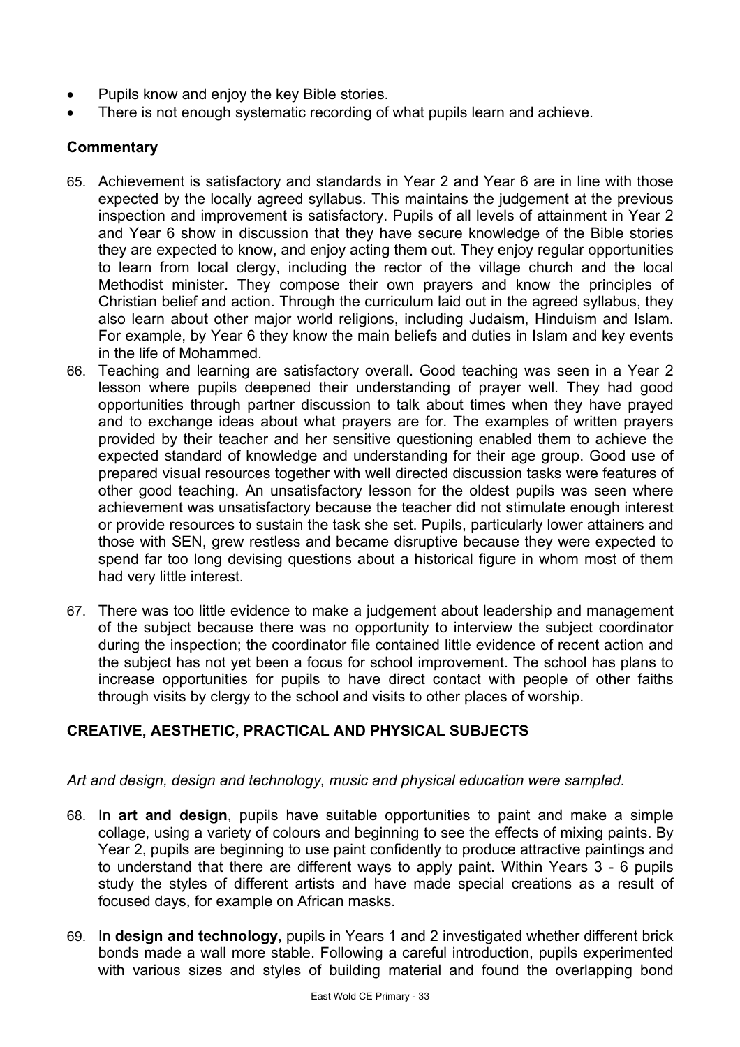- Pupils know and enjoy the key Bible stories.
- There is not enough systematic recording of what pupils learn and achieve.

### Commentary

65. Achievement is satisfactory and standards in Year 2 and Year 6 are in line with those expected by the locally agreed syllabus. This maintains the judgement at the previous inspection and improvement is satisfactory. Pupils of all levels of attainment in Year 2 and Year 6 show in discussion that they have secure knowledge of the Bible stories they are expected to know, and enjoy acting them out. They enjoy regular opportunities to learn from local clergy, including the rector of the village church and the local Methodist minister. They compose their own prayers and know the principles of Christian belief and action. Through the curriculum laid out in the agreed syllabus, they also learn about other major world religions, including Judaism, Hinduism and Islam. For example, by Year 6 they know the main beliefs and duties in Islam and key events in the life of Mohammed.
66. Teaching and learning are satisfactory overall. Good teaching was seen in a Year 2 lesson where pupils deepened their understanding of prayer well. They had good opportunities through partner discussion to talk about times when they have prayed and to exchange ideas about what prayers are for. The examples of written prayers provided by their teacher and her sensitive questioning enabled them to achieve the expected standard of knowledge and understanding for their age group. Good use of prepared visual resources together with well directed discussion tasks were features of other good teaching. An unsatisfactory lesson for the oldest pupils was seen where achievement was unsatisfactory because the teacher did not stimulate enough interest or provide resources to sustain the task she set. Pupils, particularly lower attainers and those with SEN, grew restless and became disruptive because they were expected to spend far too long devising questions about a historical figure in whom most of them had very little interest.
67. There was too little evidence to make a judgement about leadership and management of the subject because there was no opportunity to interview the subject coordinator during the inspection; the coordinator file contained little evidence of recent action and the subject has not yet been a focus for school improvement. The school has plans to increase opportunities for pupils to have direct contact with people of other faiths through visits by clergy to the school and visits to other places of worship.

## CREATIVE, AESTHETIC, PRACTICAL AND PHYSICAL SUBJECTS

*Art and design, design and technology, music and physical education were sampled.*

68. In **art and design**, pupils have suitable opportunities to paint and make a simple collage, using a variety of colours and beginning to see the effects of mixing paints. By Year 2, pupils are beginning to use paint confidently to produce attractive paintings and to understand that there are different ways to apply paint. Within Years 3 - 6 pupils study the styles of different artists and have made special creations as a result of focused days, for example on African masks.
69. In **design and technology,** pupils in Years 1 and 2 investigated whether different brick bonds made a wall more stable. Following a careful introduction, pupils experimented with various sizes and styles of building material and found the overlapping bond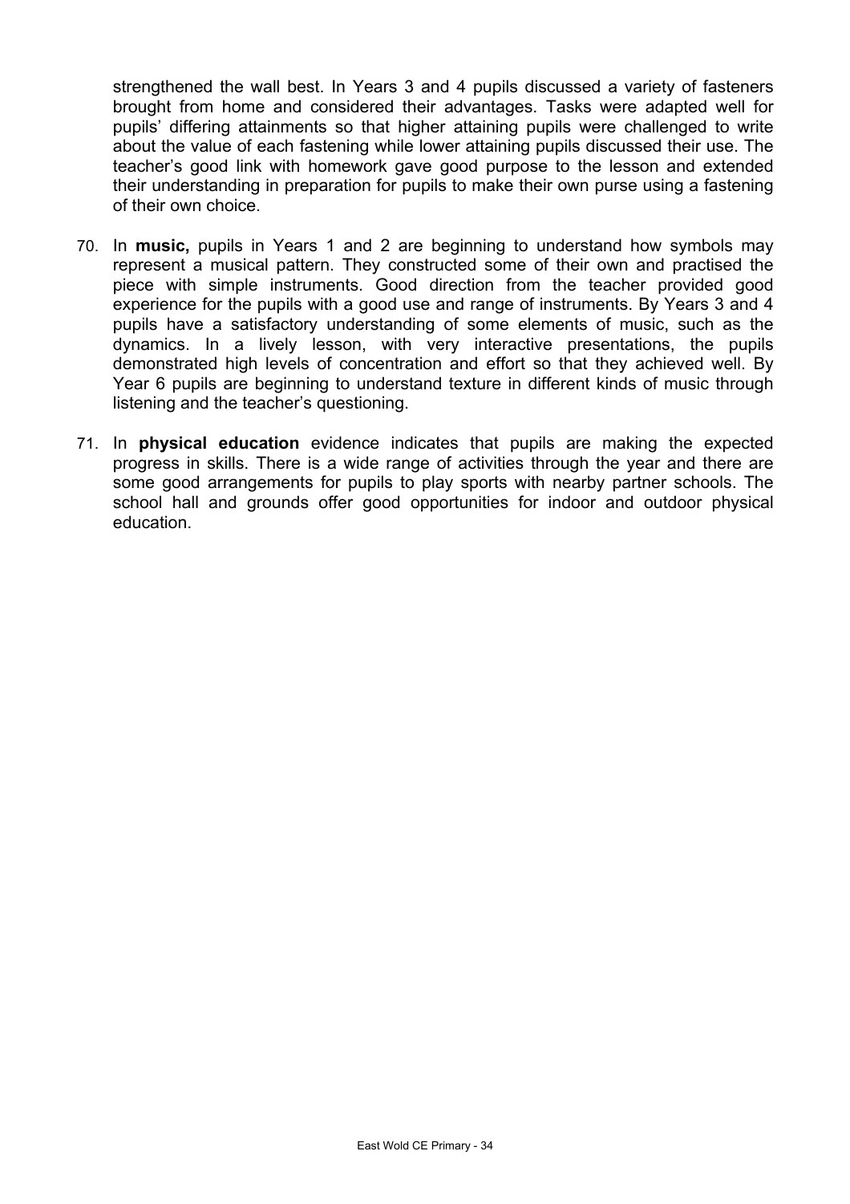strengthened the wall best. In Years 3 and 4 pupils discussed a variety of fasteners brought from home and considered their advantages. Tasks were adapted well for pupils' differing attainments so that higher attaining pupils were challenged to write about the value of each fastening while lower attaining pupils discussed their use. The teacher's good link with homework gave good purpose to the lesson and extended their understanding in preparation for pupils to make their own purse using a fastening of their own choice.

70. In **music,** pupils in Years 1 and 2 are beginning to understand how symbols may represent a musical pattern. They constructed some of their own and practised the piece with simple instruments. Good direction from the teacher provided good experience for the pupils with a good use and range of instruments. By Years 3 and 4 pupils have a satisfactory understanding of some elements of music, such as the dynamics. In a lively lesson, with very interactive presentations, the pupils demonstrated high levels of concentration and effort so that they achieved well. By Year 6 pupils are beginning to understand texture in different kinds of music through listening and the teacher's questioning.

71. In **physical education** evidence indicates that pupils are making the expected progress in skills. There is a wide range of activities through the year and there are some good arrangements for pupils to play sports with nearby partner schools. The school hall and grounds offer good opportunities for indoor and outdoor physical education.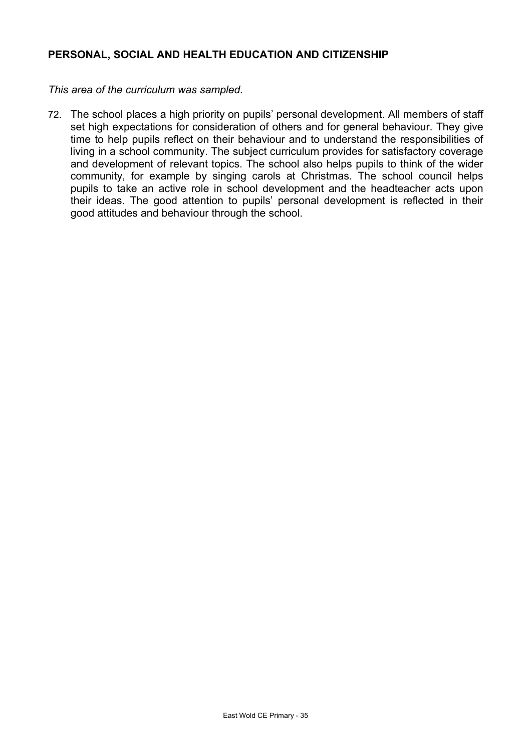**PERSONAL, SOCIAL AND HEALTH EDUCATION AND CITIZENSHIP**

*This area of the curriculum was sampled.*

72. The school places a high priority on pupils' personal development. All members of staff set high expectations for consideration of others and for general behaviour. They give time to help pupils reflect on their behaviour and to understand the responsibilities of living in a school community. The subject curriculum provides for satisfactory coverage and development of relevant topics. The school also helps pupils to think of the wider community, for example by singing carols at Christmas. The school council helps pupils to take an active role in school development and the headteacher acts upon their ideas. The good attention to pupils' personal development is reflected in their good attitudes and behaviour through the school.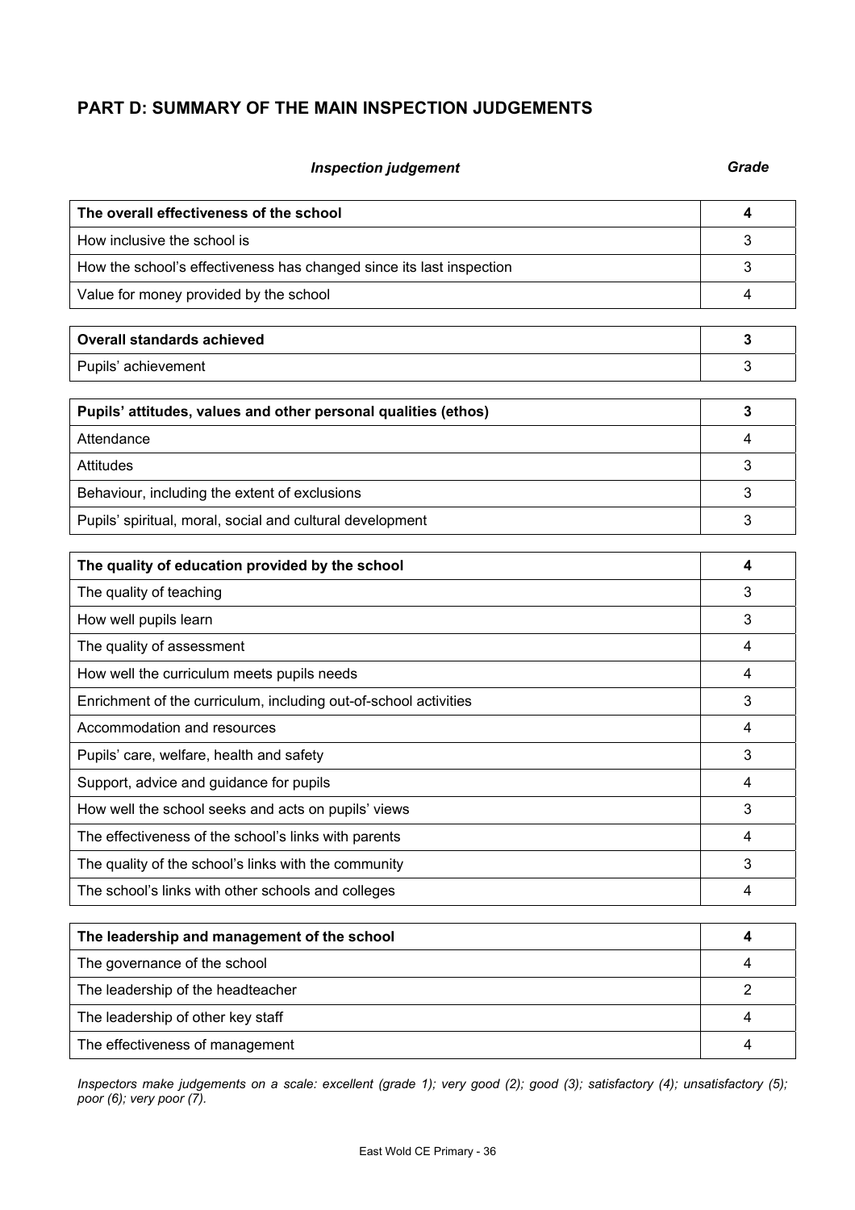## PART D: SUMMARY OF THE MAIN INSPECTION JUDGEMENTS

| *Inspection judgement* | *Grade* |
|---|---|
| **The overall effectiveness of the school** | **4** |
| How inclusive the school is | 3 |
| How the school's effectiveness has changed since its last inspection | 3 |
| Value for money provided by the school | 4 |
| **Overall standards achieved** | **3** |
| Pupils' achievement | 3 |
| **Pupils' attitudes, values and other personal qualities (ethos)** | **3** |
| Attendance | 4 |
| Attitudes | 3 |
| Behaviour, including the extent of exclusions | 3 |
| Pupils' spiritual, moral, social and cultural development | 3 |
| **The quality of education provided by the school** | **4** |
| The quality of teaching | 3 |
| How well pupils learn | 3 |
| The quality of assessment | 4 |
| How well the curriculum meets pupils needs | 4 |
| Enrichment of the curriculum, including out-of-school activities | 3 |
| Accommodation and resources | 4 |
| Pupils' care, welfare, health and safety | 3 |
| Support, advice and guidance for pupils | 4 |
| How well the school seeks and acts on pupils' views | 3 |
| The effectiveness of the school's links with parents | 4 |
| The quality of the school's links with the community | 3 |
| The school's links with other schools and colleges | 4 |
| **The leadership and management of the school** | **4** |
| The governance of the school | 4 |
| The leadership of the headteacher | 2 |
| The leadership of other key staff | 4 |
| The effectiveness of management | 4 |

*Inspectors make judgements on a scale: excellent (grade 1); very good (2); good (3); satisfactory (4); unsatisfactory (5); poor (6); very poor (7).*